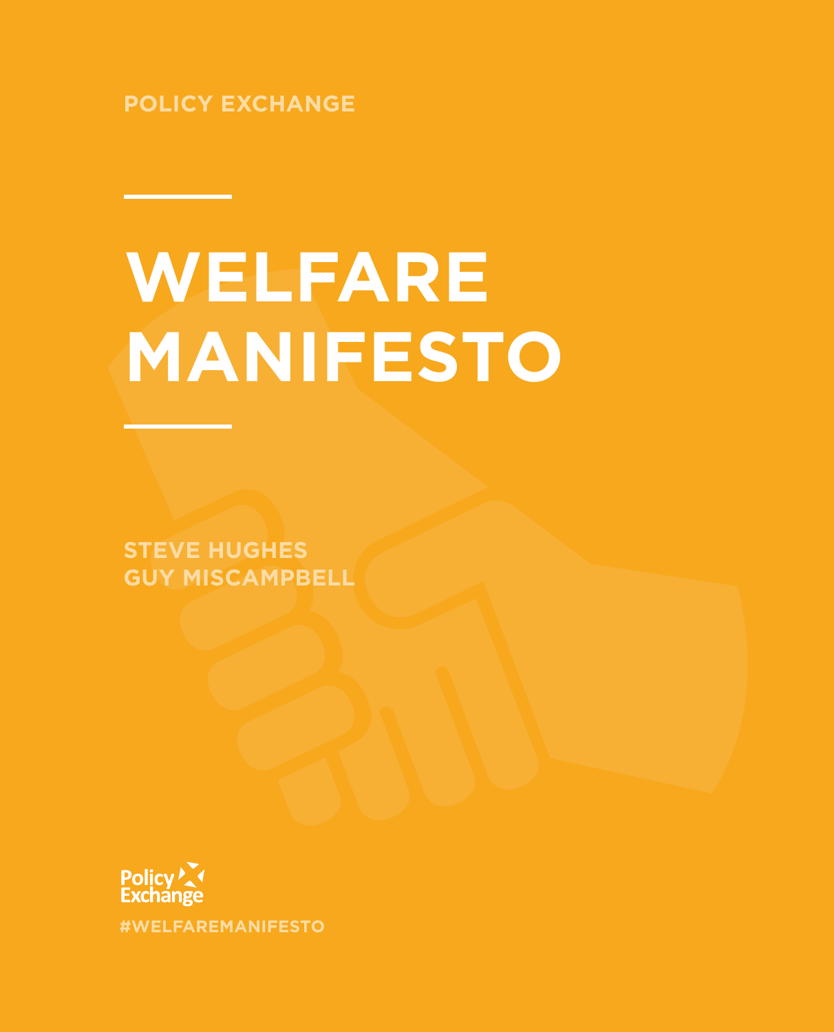POLICY EXCHANGE

# WELFARE MANIFESTO

STEVE HUGHES
GUY MISCAMPBELL

Policy Exchange

#WELFAREMANIFESTO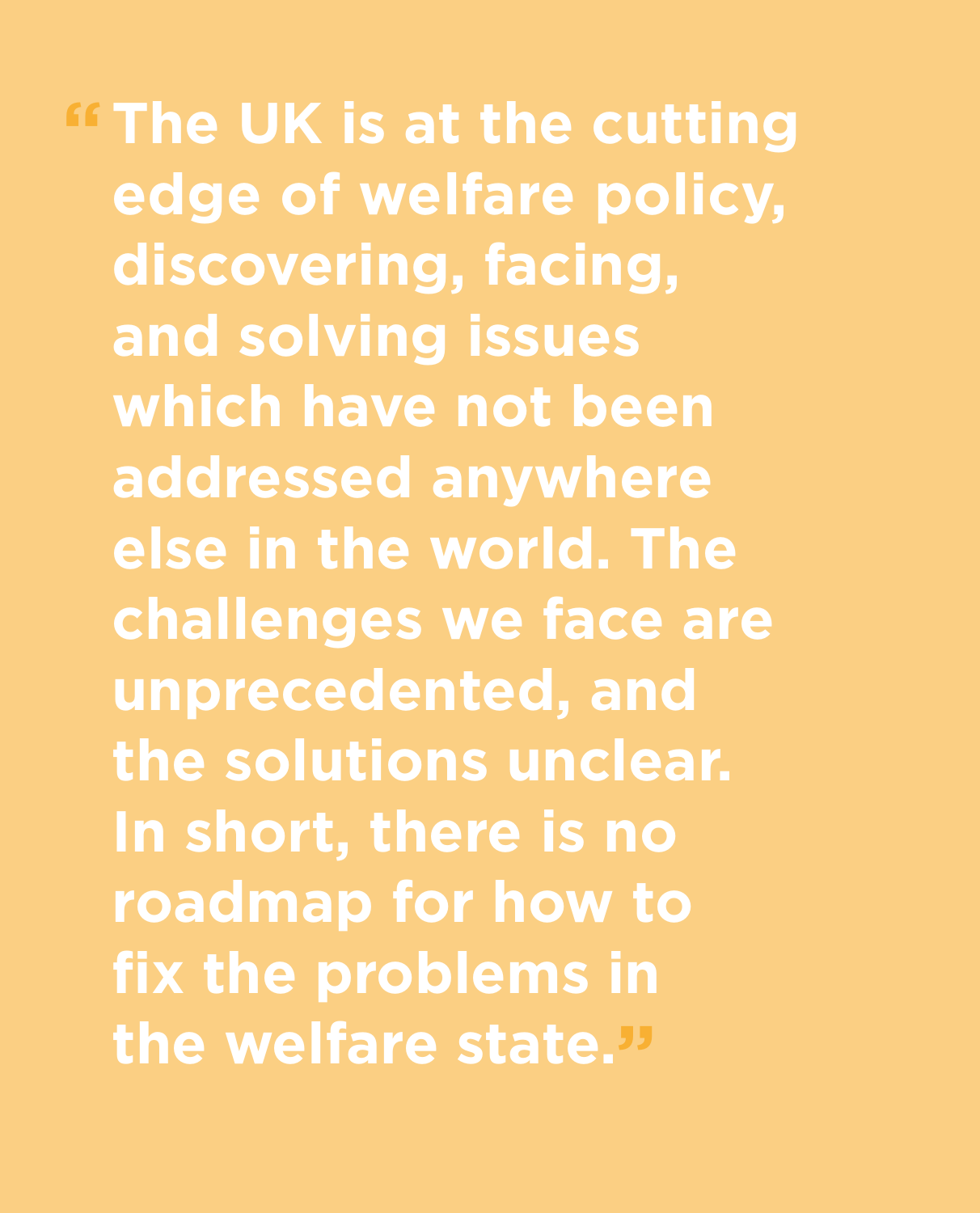> "The UK is at the cutting edge of welfare policy, discovering, facing, and solving issues which have not been addressed anywhere else in the world. The challenges we face are unprecedented, and the solutions unclear. In short, there is no roadmap for how to fix the problems in the welfare state."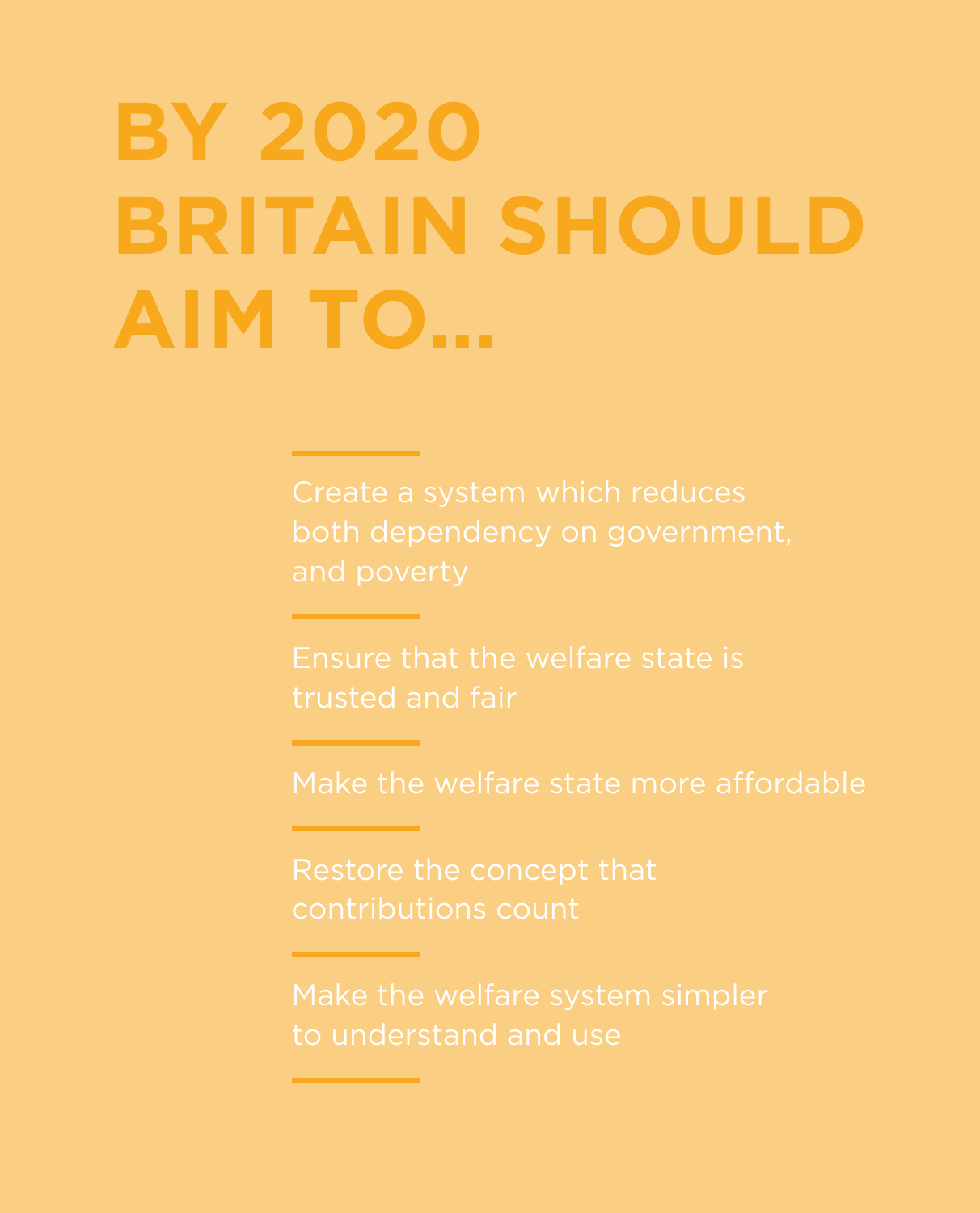# BY 2020 BRITAIN SHOULD AIM TO...

- Create a system which reduces both dependency on government, and poverty
- Ensure that the welfare state is trusted and fair
- Make the welfare state more affordable
- Restore the concept that contributions count
- Make the welfare system simpler to understand and use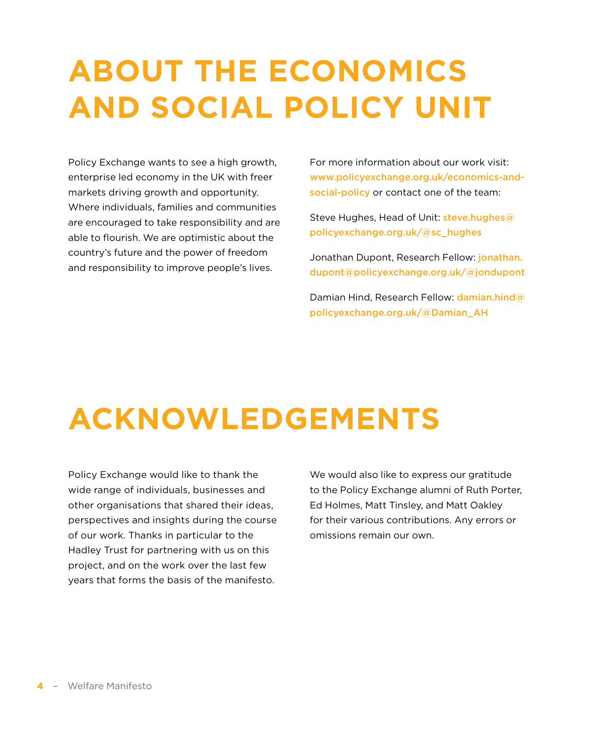# ABOUT THE ECONOMICS AND SOCIAL POLICY UNIT

Policy Exchange wants to see a high growth, enterprise led economy in the UK with freer markets driving growth and opportunity. Where individuals, families and communities are encouraged to take responsibility and are able to flourish. We are optimistic about the country's future and the power of freedom and responsibility to improve people's lives.

For more information about our work visit: **www.policyexchange.org.uk/economics-and-social-policy** or contact one of the team:

Steve Hughes, Head of Unit: **steve.hughes@policyexchange.org.uk/@sc_hughes**

Jonathan Dupont, Research Fellow: **jonathan.dupont@policyexchange.org.uk/@jondupont**

Damian Hind, Research Fellow: **damian.hind@policyexchange.org.uk/@Damian_AH**

# ACKNOWLEDGEMENTS

Policy Exchange would like to thank the wide range of individuals, businesses and other organisations that shared their ideas, perspectives and insights during the course of our work. Thanks in particular to the Hadley Trust for partnering with us on this project, and on the work over the last few years that forms the basis of the manifesto.

We would also like to express our gratitude to the Policy Exchange alumni of Ruth Porter, Ed Holmes, Matt Tinsley, and Matt Oakley for their various contributions. Any errors or omissions remain our own.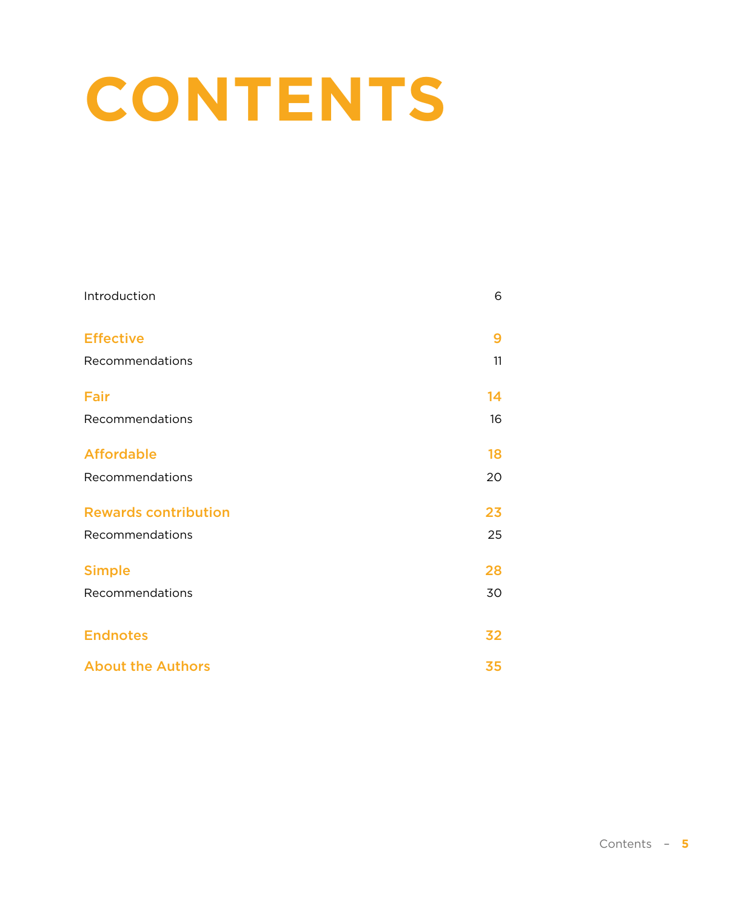# CONTENTS

| | |
|---|---|
| Introduction | 6 |
| **Effective** | **9** |
| Recommendations | 11 |
| **Fair** | **14** |
| Recommendations | 16 |
| **Affordable** | **18** |
| Recommendations | 20 |
| **Rewards contribution** | **23** |
| Recommendations | 25 |
| **Simple** | **28** |
| Recommendations | 30 |
| **Endnotes** | **32** |
| **About the Authors** | **35** |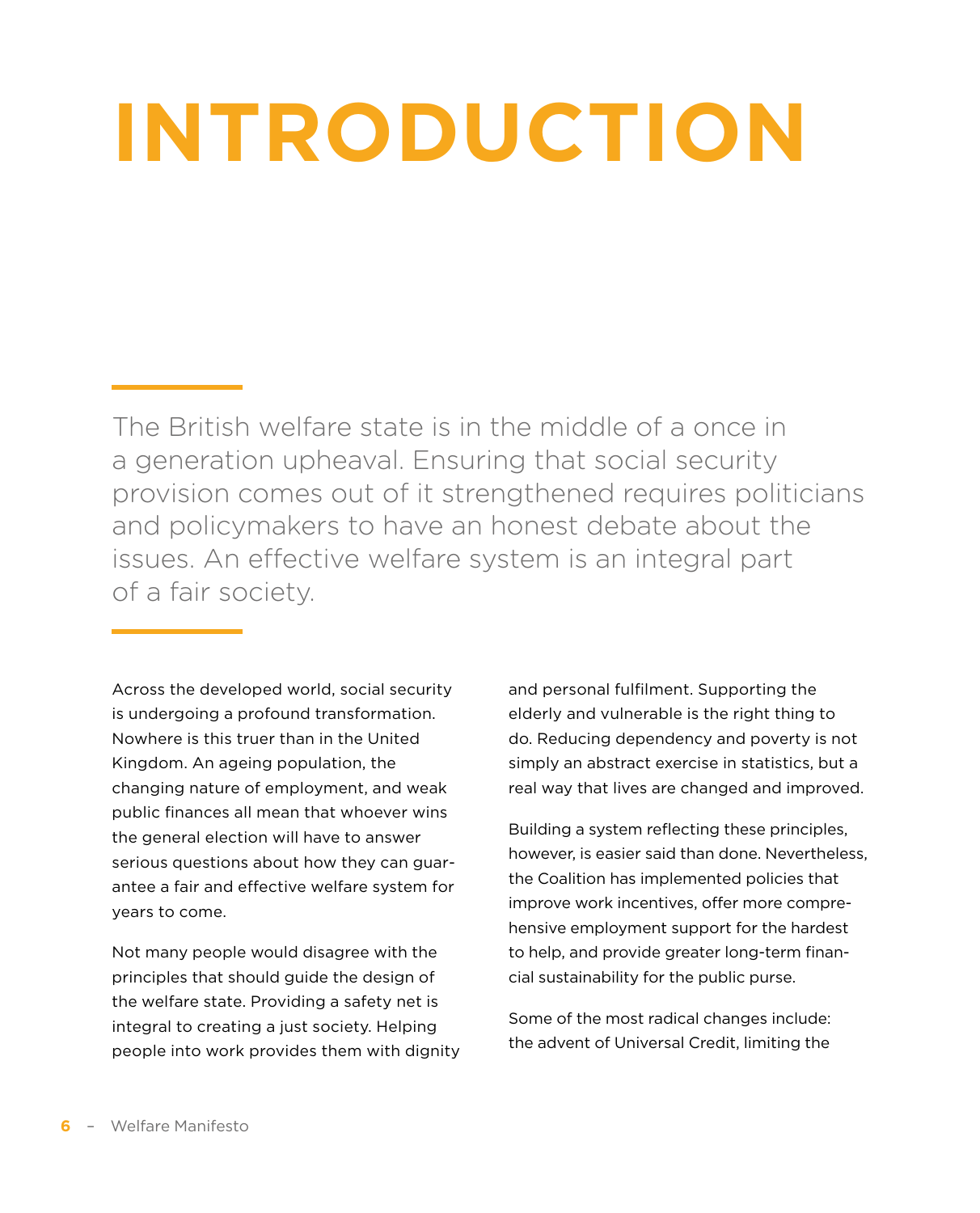# INTRODUCTION

The British welfare state is in the middle of a once in a generation upheaval. Ensuring that social security provision comes out of it strengthened requires politicians and policymakers to have an honest debate about the issues. An effective welfare system is an integral part of a fair society.

Across the developed world, social security is undergoing a profound transformation. Nowhere is this truer than in the United Kingdom. An ageing population, the changing nature of employment, and weak public finances all mean that whoever wins the general election will have to answer serious questions about how they can guarantee a fair and effective welfare system for years to come.

Not many people would disagree with the principles that should guide the design of the welfare state. Providing a safety net is integral to creating a just society. Helping people into work provides them with dignity and personal fulfilment. Supporting the elderly and vulnerable is the right thing to do. Reducing dependency and poverty is not simply an abstract exercise in statistics, but a real way that lives are changed and improved.

Building a system reflecting these principles, however, is easier said than done. Nevertheless, the Coalition has implemented policies that improve work incentives, offer more comprehensive employment support for the hardest to help, and provide greater long-term financial sustainability for the public purse.

Some of the most radical changes include: the advent of Universal Credit, limiting the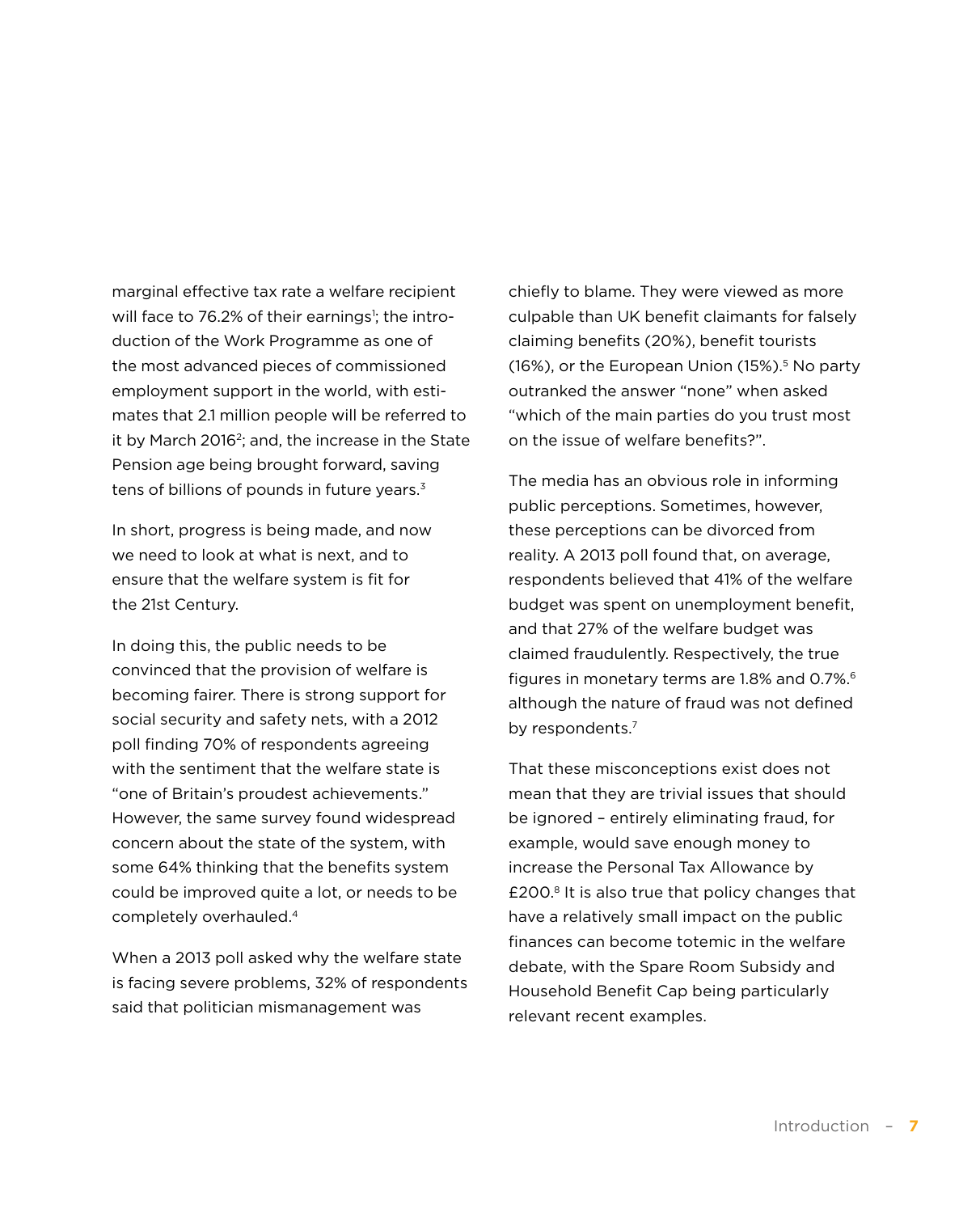marginal effective tax rate a welfare recipient will face to 76.2% of their earnings[1]; the introduction of the Work Programme as one of the most advanced pieces of commissioned employment support in the world, with estimates that 2.1 million people will be referred to it by March 2016[2]; and, the increase in the State Pension age being brought forward, saving tens of billions of pounds in future years.[3]

In short, progress is being made, and now we need to look at what is next, and to ensure that the welfare system is fit for the 21st Century.

In doing this, the public needs to be convinced that the provision of welfare is becoming fairer. There is strong support for social security and safety nets, with a 2012 poll finding 70% of respondents agreeing with the sentiment that the welfare state is "one of Britain's proudest achievements." However, the same survey found widespread concern about the state of the system, with some 64% thinking that the benefits system could be improved quite a lot, or needs to be completely overhauled.[4]

When a 2013 poll asked why the welfare state is facing severe problems, 32% of respondents said that politician mismanagement was chiefly to blame. They were viewed as more culpable than UK benefit claimants for falsely claiming benefits (20%), benefit tourists (16%), or the European Union (15%).[5] No party outranked the answer "none" when asked "which of the main parties do you trust most on the issue of welfare benefits?".

The media has an obvious role in informing public perceptions. Sometimes, however, these perceptions can be divorced from reality. A 2013 poll found that, on average, respondents believed that 41% of the welfare budget was spent on unemployment benefit, and that 27% of the welfare budget was claimed fraudulently. Respectively, the true figures in monetary terms are 1.8% and 0.7%.[6] although the nature of fraud was not defined by respondents.[7]

That these misconceptions exist does not mean that they are trivial issues that should be ignored – entirely eliminating fraud, for example, would save enough money to increase the Personal Tax Allowance by £200.[8] It is also true that policy changes that have a relatively small impact on the public finances can become totemic in the welfare debate, with the Spare Room Subsidy and Household Benefit Cap being particularly relevant recent examples.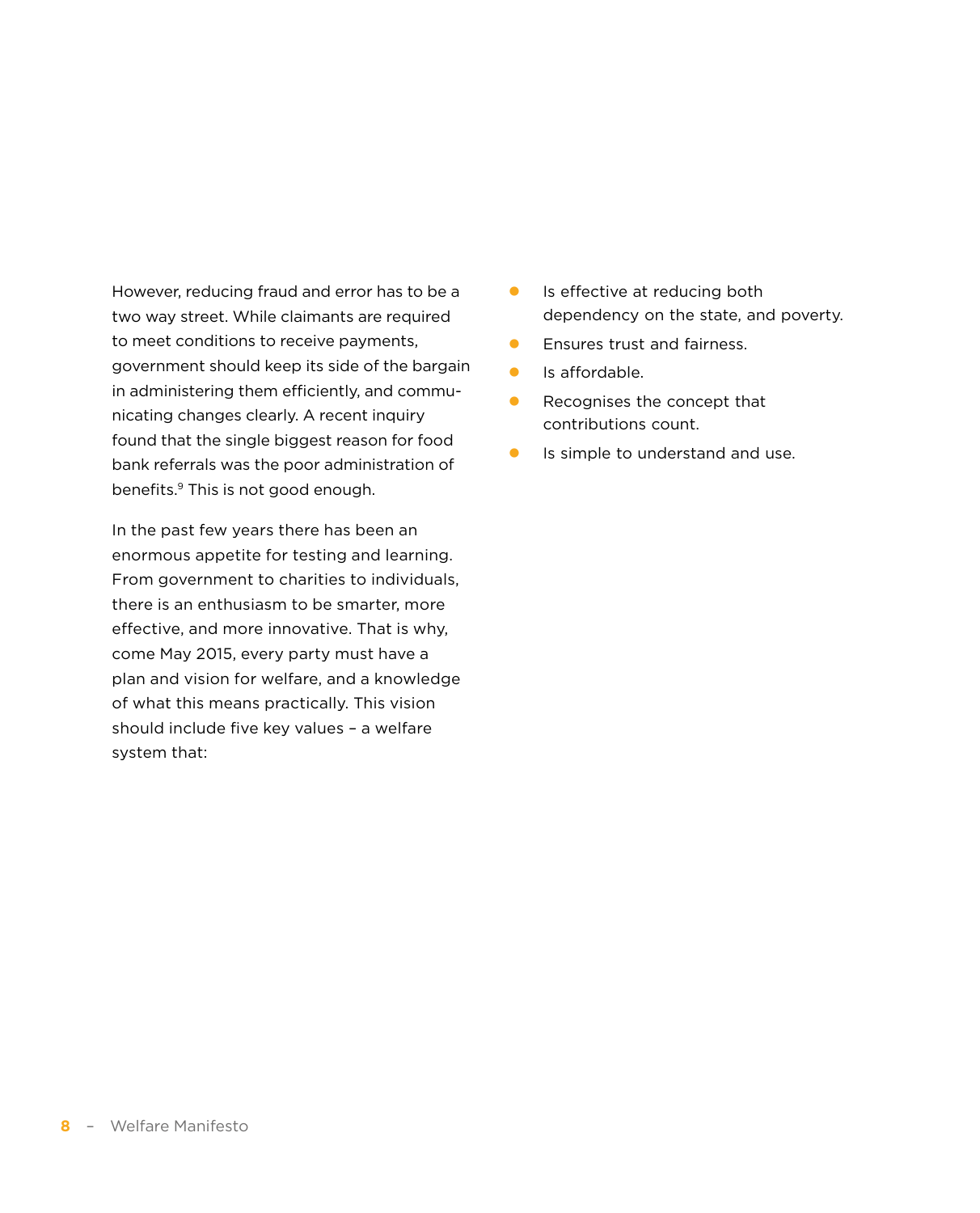However, reducing fraud and error has to be a two way street. While claimants are required to meet conditions to receive payments, government should keep its side of the bargain in administering them efficiently, and communicating changes clearly. A recent inquiry found that the single biggest reason for food bank referrals was the poor administration of benefits.[9] This is not good enough.

In the past few years there has been an enormous appetite for testing and learning. From government to charities to individuals, there is an enthusiasm to be smarter, more effective, and more innovative. That is why, come May 2015, every party must have a plan and vision for welfare, and a knowledge of what this means practically. This vision should include five key values – a welfare system that:

- Is effective at reducing both dependency on the state, and poverty.
- Ensures trust and fairness.
- Is affordable.
- Recognises the concept that contributions count.
- Is simple to understand and use.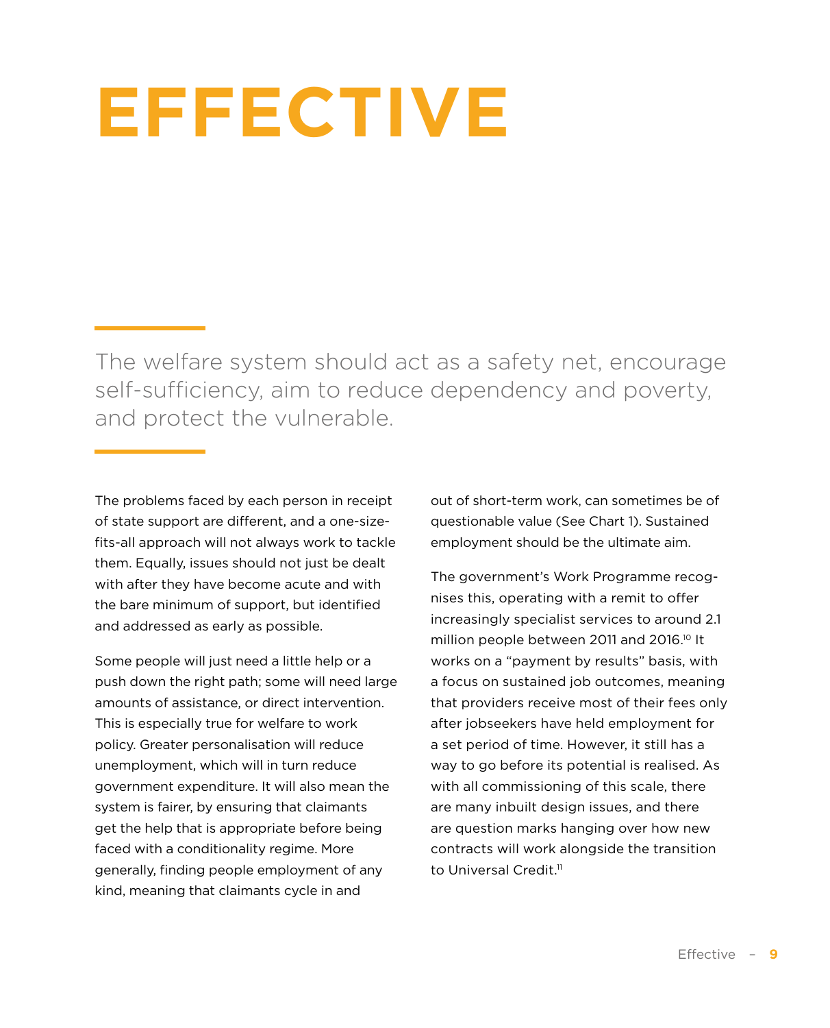# EFFECTIVE

The welfare system should act as a safety net, encourage self-sufficiency, aim to reduce dependency and poverty, and protect the vulnerable.

The problems faced by each person in receipt of state support are different, and a one-size-fits-all approach will not always work to tackle them. Equally, issues should not just be dealt with after they have become acute and with the bare minimum of support, but identified and addressed as early as possible.

Some people will just need a little help or a push down the right path; some will need large amounts of assistance, or direct intervention. This is especially true for welfare to work policy. Greater personalisation will reduce unemployment, which will in turn reduce government expenditure. It will also mean the system is fairer, by ensuring that claimants get the help that is appropriate before being faced with a conditionality regime. More generally, finding people employment of any kind, meaning that claimants cycle in and out of short-term work, can sometimes be of questionable value (See Chart 1). Sustained employment should be the ultimate aim.

The government's Work Programme recognises this, operating with a remit to offer increasingly specialist services to around 2.1 million people between 2011 and 2016.[10] It works on a "payment by results" basis, with a focus on sustained job outcomes, meaning that providers receive most of their fees only after jobseekers have held employment for a set period of time. However, it still has a way to go before its potential is realised. As with all commissioning of this scale, there are many inbuilt design issues, and there are question marks hanging over how new contracts will work alongside the transition to Universal Credit.[11]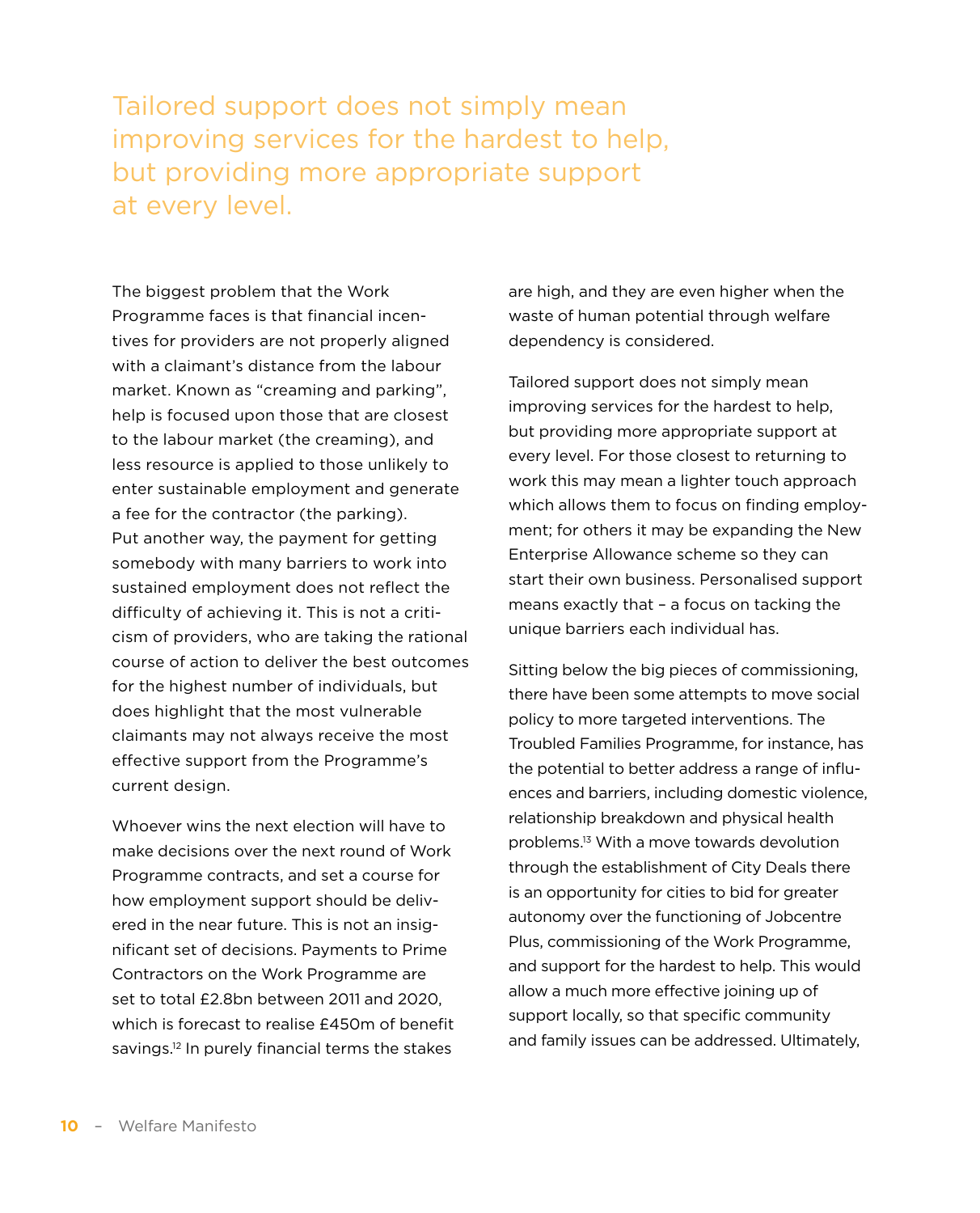> Tailored support does not simply mean improving services for the hardest to help, but providing more appropriate support at every level.

The biggest problem that the Work Programme faces is that financial incentives for providers are not properly aligned with a claimant's distance from the labour market. Known as "creaming and parking", help is focused upon those that are closest to the labour market (the creaming), and less resource is applied to those unlikely to enter sustainable employment and generate a fee for the contractor (the parking). Put another way, the payment for getting somebody with many barriers to work into sustained employment does not reflect the difficulty of achieving it. This is not a criticism of providers, who are taking the rational course of action to deliver the best outcomes for the highest number of individuals, but does highlight that the most vulnerable claimants may not always receive the most effective support from the Programme's current design.

Whoever wins the next election will have to make decisions over the next round of Work Programme contracts, and set a course for how employment support should be delivered in the near future. This is not an insignificant set of decisions. Payments to Prime Contractors on the Work Programme are set to total £2.8bn between 2011 and 2020, which is forecast to realise £450m of benefit savings.[12] In purely financial terms the stakes are high, and they are even higher when the waste of human potential through welfare dependency is considered.

Tailored support does not simply mean improving services for the hardest to help, but providing more appropriate support at every level. For those closest to returning to work this may mean a lighter touch approach which allows them to focus on finding employment; for others it may be expanding the New Enterprise Allowance scheme so they can start their own business. Personalised support means exactly that – a focus on tacking the unique barriers each individual has.

Sitting below the big pieces of commissioning, there have been some attempts to move social policy to more targeted interventions. The Troubled Families Programme, for instance, has the potential to better address a range of influences and barriers, including domestic violence, relationship breakdown and physical health problems.[13] With a move towards devolution through the establishment of City Deals there is an opportunity for cities to bid for greater autonomy over the functioning of Jobcentre Plus, commissioning of the Work Programme, and support for the hardest to help. This would allow a much more effective joining up of support locally, so that specific community and family issues can be addressed. Ultimately,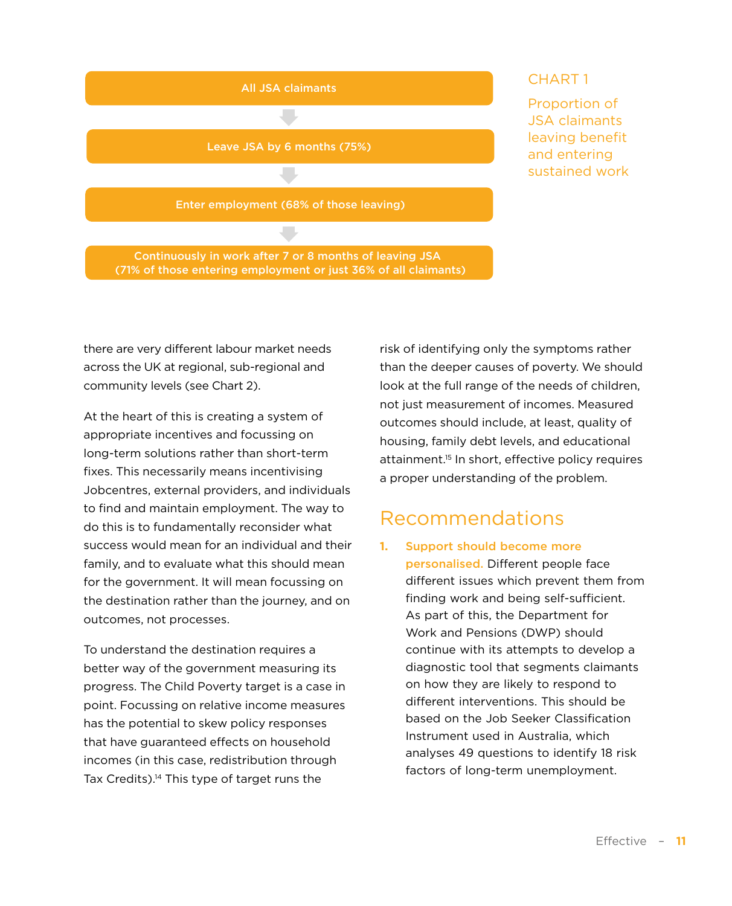CHART 1

Proportion of JSA claimants leaving benefit and entering sustained work

All JSA claimants

↓

Leave JSA by 6 months (75%)

↓

Enter employment (68% of those leaving)

↓

Continuously in work after 7 or 8 months of leaving JSA
(71% of those entering employment or just 36% of all claimants)

there are very different labour market needs across the UK at regional, sub-regional and community levels (see Chart 2).

At the heart of this is creating a system of appropriate incentives and focussing on long-term solutions rather than short-term fixes. This necessarily means incentivising Jobcentres, external providers, and individuals to find and maintain employment. The way to do this is to fundamentally reconsider what success would mean for an individual and their family, and to evaluate what this should mean for the government. It will mean focussing on the destination rather than the journey, and on outcomes, not processes.

To understand the destination requires a better way of the government measuring its progress. The Child Poverty target is a case in point. Focussing on relative income measures has the potential to skew policy responses that have guaranteed effects on household incomes (in this case, redistribution through Tax Credits).[14] This type of target runs the risk of identifying only the symptoms rather than the deeper causes of poverty. We should look at the full range of the needs of children, not just measurement of incomes. Measured outcomes should include, at least, quality of housing, family debt levels, and educational attainment.[15] In short, effective policy requires a proper understanding of the problem.

## Recommendations

1. **Support should become more personalised.** Different people face different issues which prevent them from finding work and being self-sufficient. As part of this, the Department for Work and Pensions (DWP) should continue with its attempts to develop a diagnostic tool that segments claimants on how they are likely to respond to different interventions. This should be based on the Job Seeker Classification Instrument used in Australia, which analyses 49 questions to identify 18 risk factors of long-term unemployment.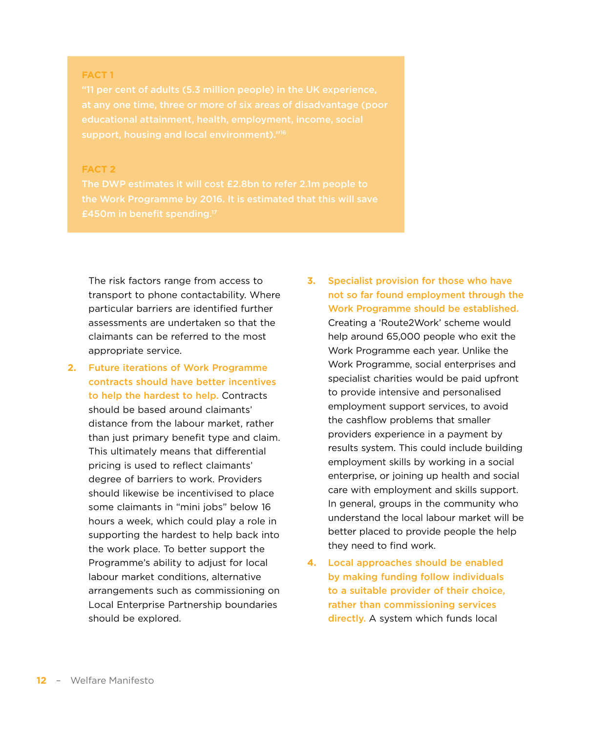**FACT 1**

"11 per cent of adults (5.3 million people) in the UK experience, at any one time, three or more of six areas of disadvantage (poor educational attainment, health, employment, income, social support, housing and local environment)."[16]

**FACT 2**

The DWP estimates it will cost £2.8bn to refer 2.1m people to the Work Programme by 2016. It is estimated that this will save £450m in benefit spending.[17]

The risk factors range from access to transport to phone contactability. Where particular barriers are identified further assessments are undertaken so that the claimants can be referred to the most appropriate service.

2. **Future iterations of Work Programme contracts should have better incentives to help the hardest to help.** Contracts should be based around claimants' distance from the labour market, rather than just primary benefit type and claim. This ultimately means that differential pricing is used to reflect claimants' degree of barriers to work. Providers should likewise be incentivised to place some claimants in "mini jobs" below 16 hours a week, which could play a role in supporting the hardest to help back into the work place. To better support the Programme's ability to adjust for local labour market conditions, alternative arrangements such as commissioning on Local Enterprise Partnership boundaries should be explored.

3. **Specialist provision for those who have not so far found employment through the Work Programme should be established.** Creating a 'Route2Work' scheme would help around 65,000 people who exit the Work Programme each year. Unlike the Work Programme, social enterprises and specialist charities would be paid upfront to provide intensive and personalised employment support services, to avoid the cashflow problems that smaller providers experience in a payment by results system. This could include building employment skills by working in a social enterprise, or joining up health and social care with employment and skills support. In general, groups in the community who understand the local labour market will be better placed to provide people the help they need to find work.

4. **Local approaches should be enabled by making funding follow individuals to a suitable provider of their choice, rather than commissioning services directly.** A system which funds local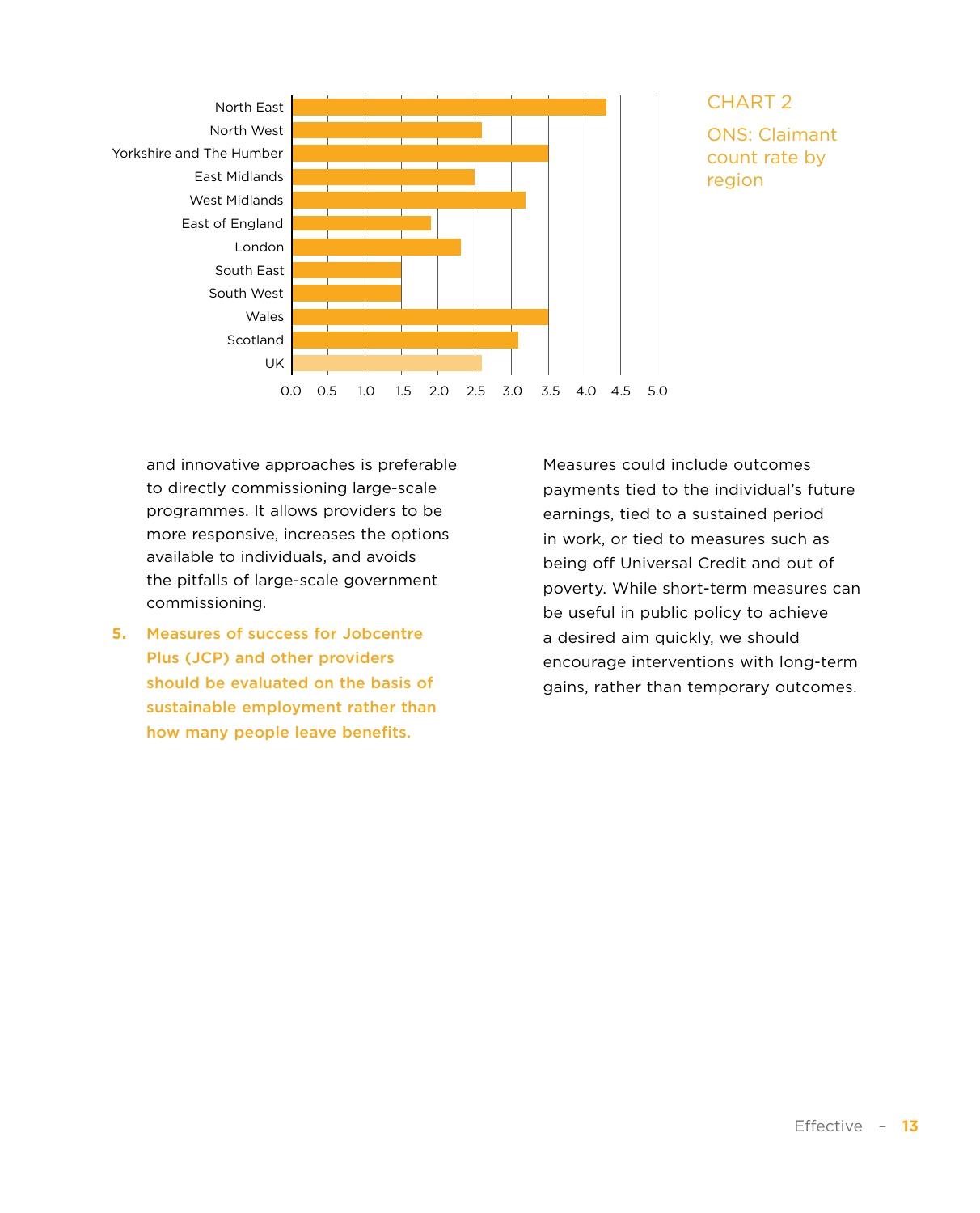**CHART 2**

ONS: Claimant count rate by region

and innovative approaches is preferable to directly commissioning large-scale programmes. It allows providers to be more responsive, increases the options available to individuals, and avoids the pitfalls of large-scale government commissioning.

5. **Measures of success for Jobcentre Plus (JCP) and other providers should be evaluated on the basis of sustainable employment rather than how many people leave benefits.**

Measures could include outcomes payments tied to the individual's future earnings, tied to a sustained period in work, or tied to measures such as being off Universal Credit and out of poverty. While short-term measures can be useful in public policy to achieve a desired aim quickly, we should encourage interventions with long-term gains, rather than temporary outcomes.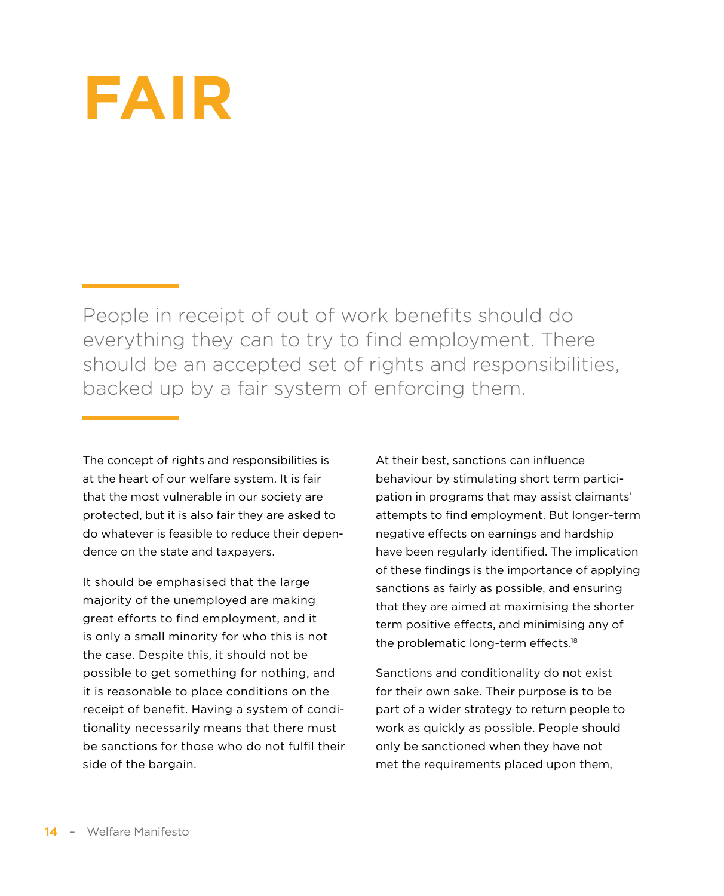# FAIR

People in receipt of out of work benefits should do everything they can to try to find employment. There should be an accepted set of rights and responsibilities, backed up by a fair system of enforcing them.

The concept of rights and responsibilities is at the heart of our welfare system. It is fair that the most vulnerable in our society are protected, but it is also fair they are asked to do whatever is feasible to reduce their dependence on the state and taxpayers.

It should be emphasised that the large majority of the unemployed are making great efforts to find employment, and it is only a small minority for who this is not the case. Despite this, it should not be possible to get something for nothing, and it is reasonable to place conditions on the receipt of benefit. Having a system of conditionality necessarily means that there must be sanctions for those who do not fulfil their side of the bargain.

At their best, sanctions can influence behaviour by stimulating short term participation in programs that may assist claimants' attempts to find employment. But longer-term negative effects on earnings and hardship have been regularly identified. The implication of these findings is the importance of applying sanctions as fairly as possible, and ensuring that they are aimed at maximising the shorter term positive effects, and minimising any of the problematic long-term effects.[18]

Sanctions and conditionality do not exist for their own sake. Their purpose is to be part of a wider strategy to return people to work as quickly as possible. People should only be sanctioned when they have not met the requirements placed upon them,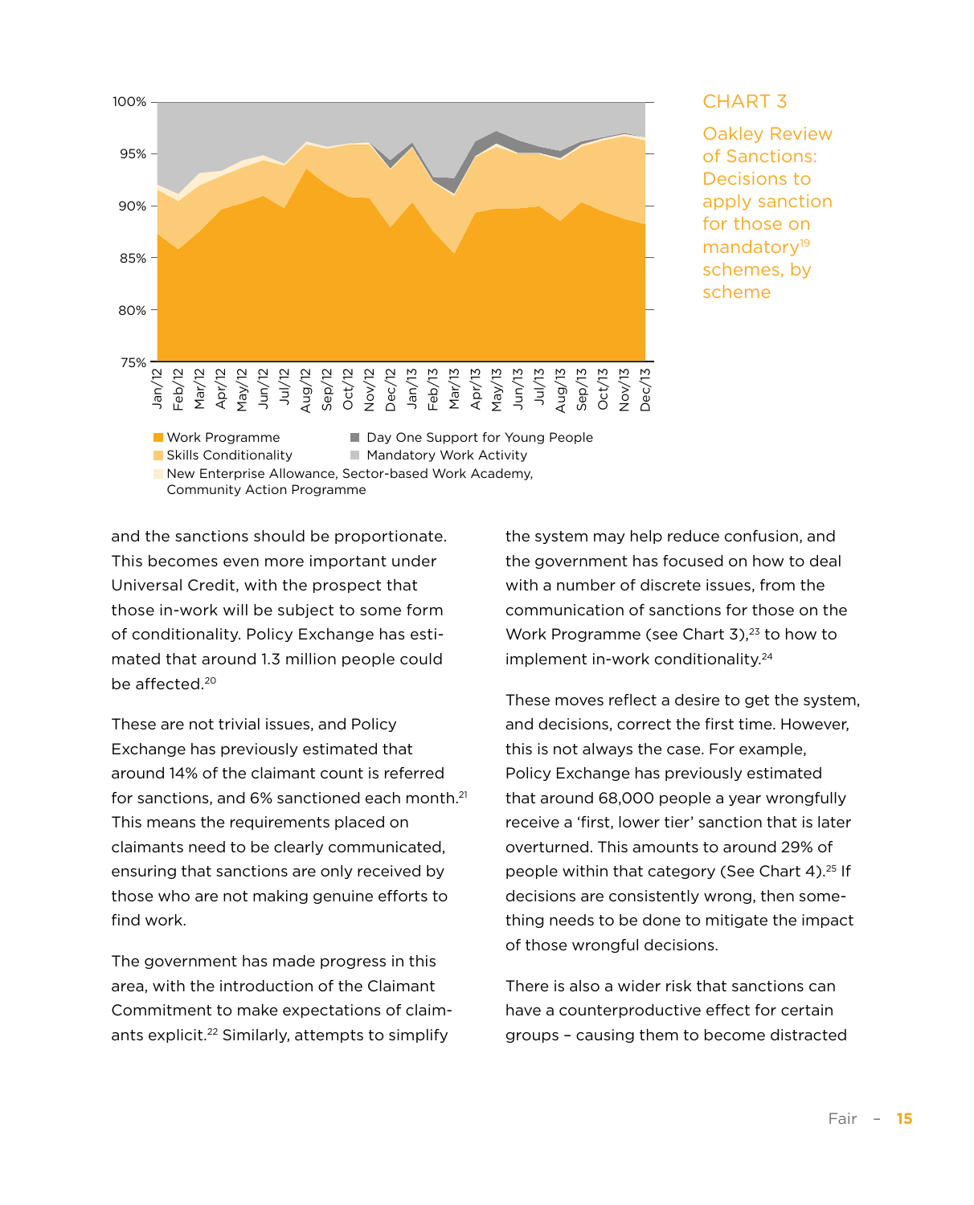CHART 3

Oakley Review of Sanctions: Decisions to apply sanction for those on mandatory[19] schemes, by scheme

Work Programme | Skills Conditionality | New Enterprise Allowance, Sector-based Work Academy, Community Action Programme | Day One Support for Young People | Mandatory Work Activity

and the sanctions should be proportionate. This becomes even more important under Universal Credit, with the prospect that those in-work will be subject to some form of conditionality. Policy Exchange has estimated that around 1.3 million people could be affected.[20]

These are not trivial issues, and Policy Exchange has previously estimated that around 14% of the claimant count is referred for sanctions, and 6% sanctioned each month.[21] This means the requirements placed on claimants need to be clearly communicated, ensuring that sanctions are only received by those who are not making genuine efforts to find work.

The government has made progress in this area, with the introduction of the Claimant Commitment to make expectations of claimants explicit.[22] Similarly, attempts to simplify the system may help reduce confusion, and the government has focused on how to deal with a number of discrete issues, from the communication of sanctions for those on the Work Programme (see Chart 3),[23] to how to implement in-work conditionality.[24]

These moves reflect a desire to get the system, and decisions, correct the first time. However, this is not always the case. For example, Policy Exchange has previously estimated that around 68,000 people a year wrongfully receive a 'first, lower tier' sanction that is later overturned. This amounts to around 29% of people within that category (See Chart 4).[25] If decisions are consistently wrong, then something needs to be done to mitigate the impact of those wrongful decisions.

There is also a wider risk that sanctions can have a counterproductive effect for certain groups – causing them to become distracted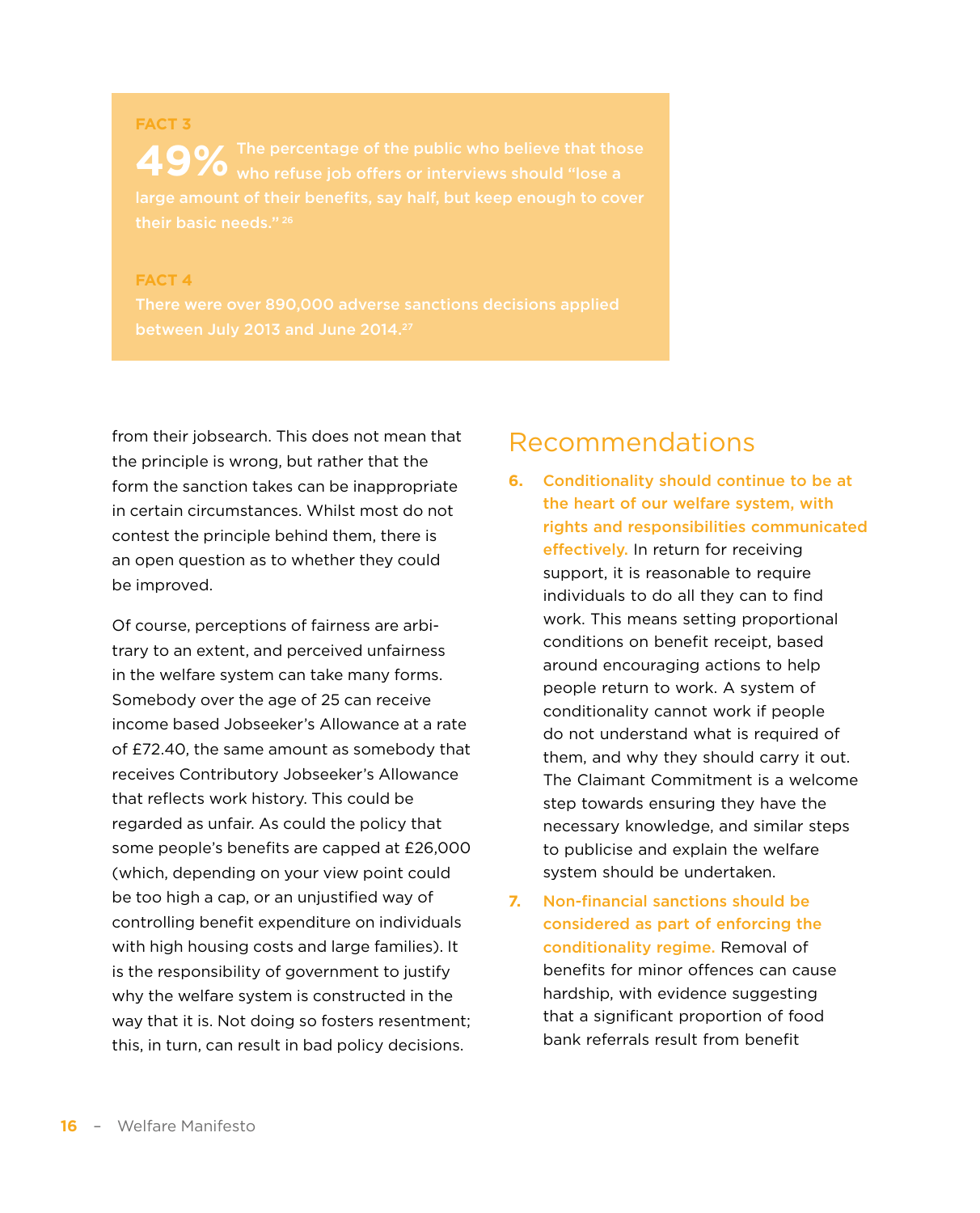**FACT 3**

**49%** **The percentage of the public who believe that those who refuse job offers or interviews should "lose a large amount of their benefits, say half, but keep enough to cover their basic needs."** [26]

**FACT 4**

**There were over 890,000 adverse sanctions decisions applied between July 2013 and June 2014.** [27]

from their jobsearch. This does not mean that the principle is wrong, but rather that the form the sanction takes can be inappropriate in certain circumstances. Whilst most do not contest the principle behind them, there is an open question as to whether they could be improved.

Of course, perceptions of fairness are arbitrary to an extent, and perceived unfairness in the welfare system can take many forms. Somebody over the age of 25 can receive income based Jobseeker's Allowance at a rate of £72.40, the same amount as somebody that receives Contributory Jobseeker's Allowance that reflects work history. This could be regarded as unfair. As could the policy that some people's benefits are capped at £26,000 (which, depending on your view point could be too high a cap, or an unjustified way of controlling benefit expenditure on individuals with high housing costs and large families). It is the responsibility of government to justify why the welfare system is constructed in the way that it is. Not doing so fosters resentment; this, in turn, can result in bad policy decisions.

## Recommendations

6. **Conditionality should continue to be at the heart of our welfare system, with rights and responsibilities communicated effectively.** In return for receiving support, it is reasonable to require individuals to do all they can to find work. This means setting proportional conditions on benefit receipt, based around encouraging actions to help people return to work. A system of conditionality cannot work if people do not understand what is required of them, and why they should carry it out. The Claimant Commitment is a welcome step towards ensuring they have the necessary knowledge, and similar steps to publicise and explain the welfare system should be undertaken.
7. **Non-financial sanctions should be considered as part of enforcing the conditionality regime.** Removal of benefits for minor offences can cause hardship, with evidence suggesting that a significant proportion of food bank referrals result from benefit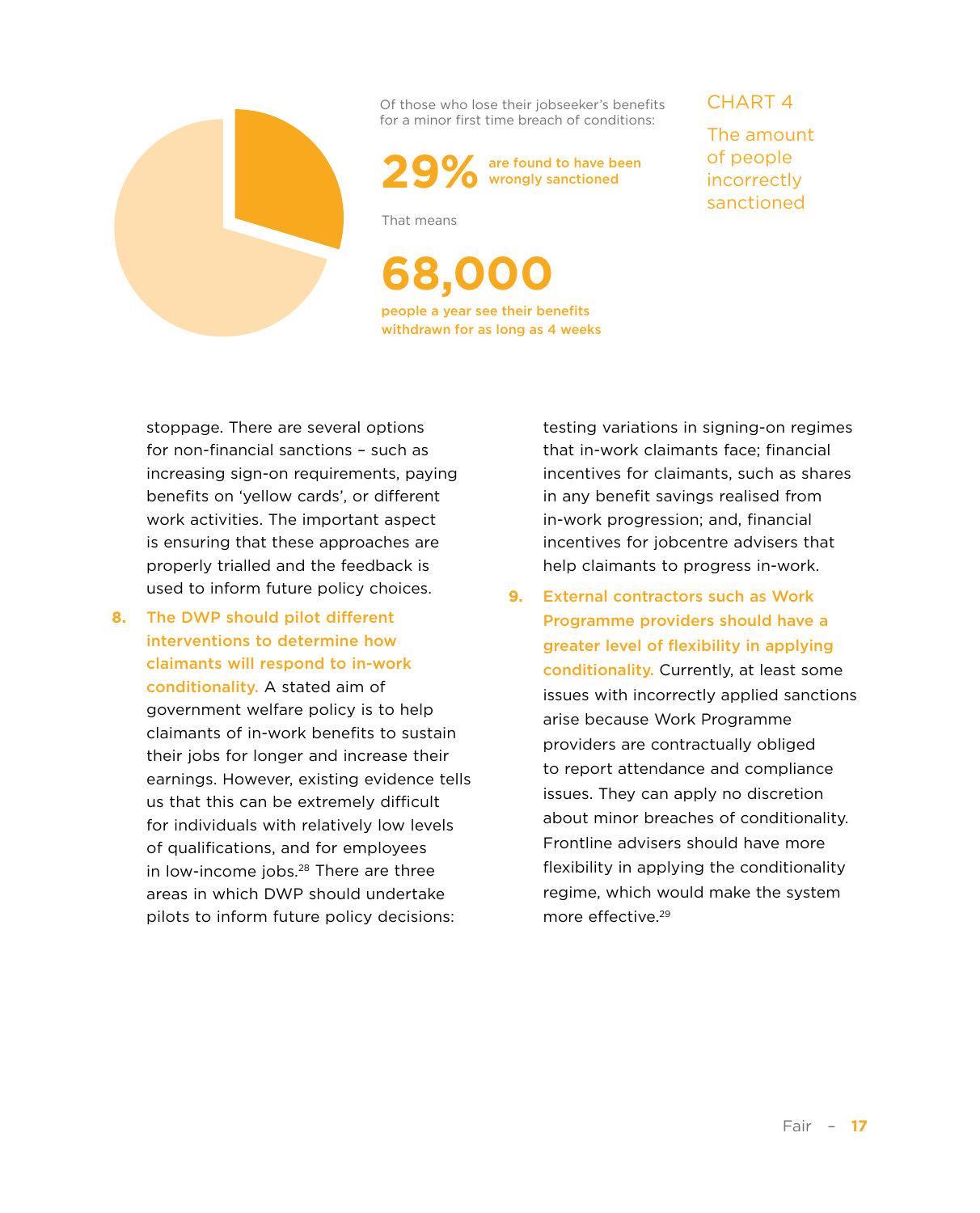CHART 4

The amount of people incorrectly sanctioned

Of those who lose their jobseeker's benefits for a minor first time breach of conditions:

**29%** are found to have been wrongly sanctioned

That means

**68,000**

people a year see their benefits withdrawn for as long as 4 weeks

stoppage. There are several options for non-financial sanctions – such as increasing sign-on requirements, paying benefits on 'yellow cards', or different work activities. The important aspect is ensuring that these approaches are properly trialled and the feedback is used to inform future policy choices.

8. **The DWP should pilot different interventions to determine how claimants will respond to in-work conditionality.** A stated aim of government welfare policy is to help claimants of in-work benefits to sustain their jobs for longer and increase their earnings. However, existing evidence tells us that this can be extremely difficult for individuals with relatively low levels of qualifications, and for employees in low-income jobs.[28] There are three areas in which DWP should undertake pilots to inform future policy decisions: testing variations in signing-on regimes that in-work claimants face; financial incentives for claimants, such as shares in any benefit savings realised from in-work progression; and, financial incentives for jobcentre advisers that help claimants to progress in-work.

9. **External contractors such as Work Programme providers should have a greater level of flexibility in applying conditionality.** Currently, at least some issues with incorrectly applied sanctions arise because Work Programme providers are contractually obliged to report attendance and compliance issues. They can apply no discretion about minor breaches of conditionality. Frontline advisers should have more flexibility in applying the conditionality regime, which would make the system more effective.[29]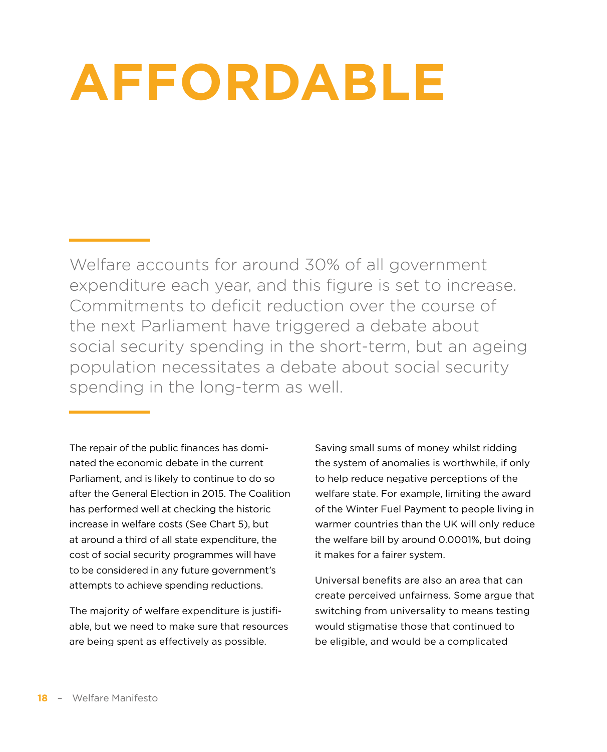# AFFORDABLE

Welfare accounts for around 30% of all government expenditure each year, and this figure is set to increase. Commitments to deficit reduction over the course of the next Parliament have triggered a debate about social security spending in the short-term, but an ageing population necessitates a debate about social security spending in the long-term as well.

The repair of the public finances has dominated the economic debate in the current Parliament, and is likely to continue to do so after the General Election in 2015. The Coalition has performed well at checking the historic increase in welfare costs (See Chart 5), but at around a third of all state expenditure, the cost of social security programmes will have to be considered in any future government's attempts to achieve spending reductions.

The majority of welfare expenditure is justifiable, but we need to make sure that resources are being spent as effectively as possible.

Saving small sums of money whilst ridding the system of anomalies is worthwhile, if only to help reduce negative perceptions of the welfare state. For example, limiting the award of the Winter Fuel Payment to people living in warmer countries than the UK will only reduce the welfare bill by around 0.0001%, but doing it makes for a fairer system.

Universal benefits are also an area that can create perceived unfairness. Some argue that switching from universality to means testing would stigmatise those that continued to be eligible, and would be a complicated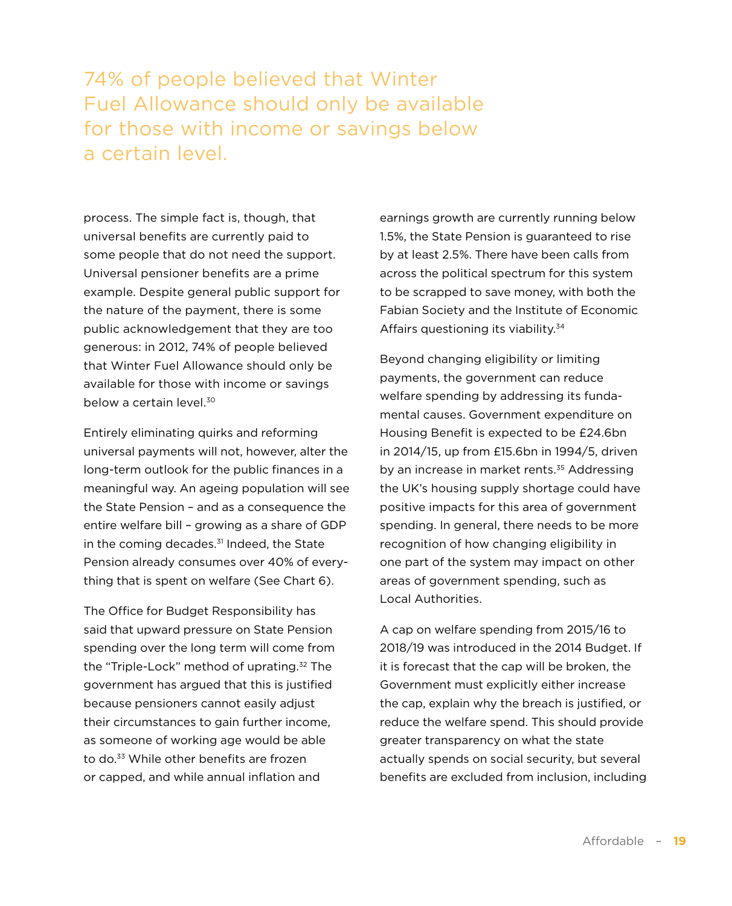> 74% of people believed that Winter Fuel Allowance should only be available for those with income or savings below a certain level.

process. The simple fact is, though, that universal benefits are currently paid to some people that do not need the support. Universal pensioner benefits are a prime example. Despite general public support for the nature of the payment, there is some public acknowledgement that they are too generous: in 2012, 74% of people believed that Winter Fuel Allowance should only be available for those with income or savings below a certain level.[30]

Entirely eliminating quirks and reforming universal payments will not, however, alter the long-term outlook for the public finances in a meaningful way. An ageing population will see the State Pension – and as a consequence the entire welfare bill – growing as a share of GDP in the coming decades.[31] Indeed, the State Pension already consumes over 40% of everything that is spent on welfare (See Chart 6).

The Office for Budget Responsibility has said that upward pressure on State Pension spending over the long term will come from the "Triple-Lock" method of uprating.[32] The government has argued that this is justified because pensioners cannot easily adjust their circumstances to gain further income, as someone of working age would be able to do.[33] While other benefits are frozen or capped, and while annual inflation and earnings growth are currently running below 1.5%, the State Pension is guaranteed to rise by at least 2.5%. There have been calls from across the political spectrum for this system to be scrapped to save money, with both the Fabian Society and the Institute of Economic Affairs questioning its viability.[34]

Beyond changing eligibility or limiting payments, the government can reduce welfare spending by addressing its fundamental causes. Government expenditure on Housing Benefit is expected to be £24.6bn in 2014/15, up from £15.6bn in 1994/5, driven by an increase in market rents.[35] Addressing the UK's housing supply shortage could have positive impacts for this area of government spending. In general, there needs to be more recognition of how changing eligibility in one part of the system may impact on other areas of government spending, such as Local Authorities.

A cap on welfare spending from 2015/16 to 2018/19 was introduced in the 2014 Budget. If it is forecast that the cap will be broken, the Government must explicitly either increase the cap, explain why the breach is justified, or reduce the welfare spend. This should provide greater transparency on what the state actually spends on social security, but several benefits are excluded from inclusion, including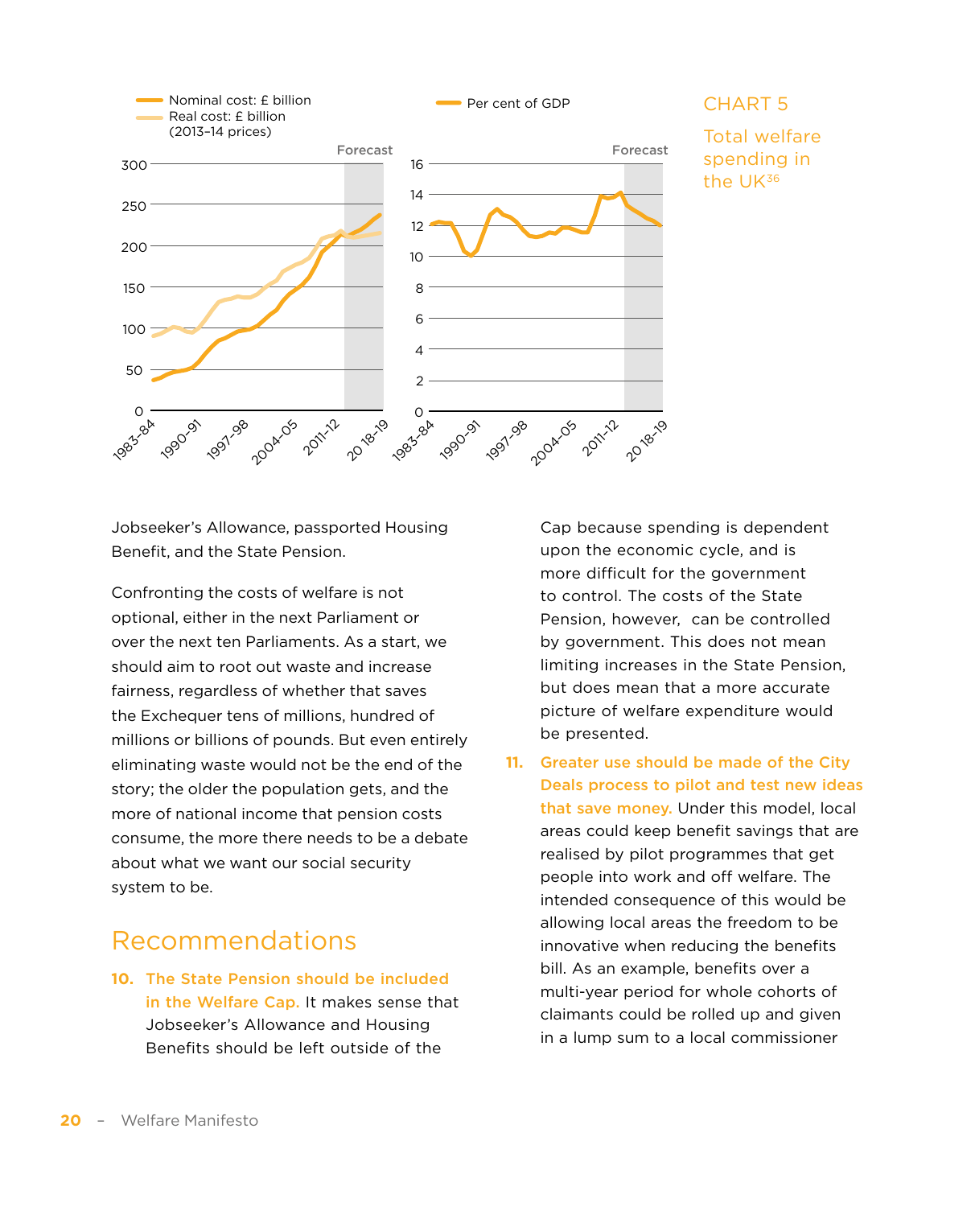CHART 5

Total welfare spending in the UK[36]

Jobseeker's Allowance, passported Housing Benefit, and the State Pension.

Confronting the costs of welfare is not optional, either in the next Parliament or over the next ten Parliaments. As a start, we should aim to root out waste and increase fairness, regardless of whether that saves the Exchequer tens of millions, hundred of millions or billions of pounds. But even entirely eliminating waste would not be the end of the story; the older the population gets, and the more of national income that pension costs consume, the more there needs to be a debate about what we want our social security system to be.

## Recommendations

10. **The State Pension should be included in the Welfare Cap.** It makes sense that Jobseeker's Allowance and Housing Benefits should be left outside of the Cap because spending is dependent upon the economic cycle, and is more difficult for the government to control. The costs of the State Pension, however, can be controlled by government. This does not mean limiting increases in the State Pension, but does mean that a more accurate picture of welfare expenditure would be presented.

11. **Greater use should be made of the City Deals process to pilot and test new ideas that save money.** Under this model, local areas could keep benefit savings that are realised by pilot programmes that get people into work and off welfare. The intended consequence of this would be allowing local areas the freedom to be innovative when reducing the benefits bill. As an example, benefits over a multi-year period for whole cohorts of claimants could be rolled up and given in a lump sum to a local commissioner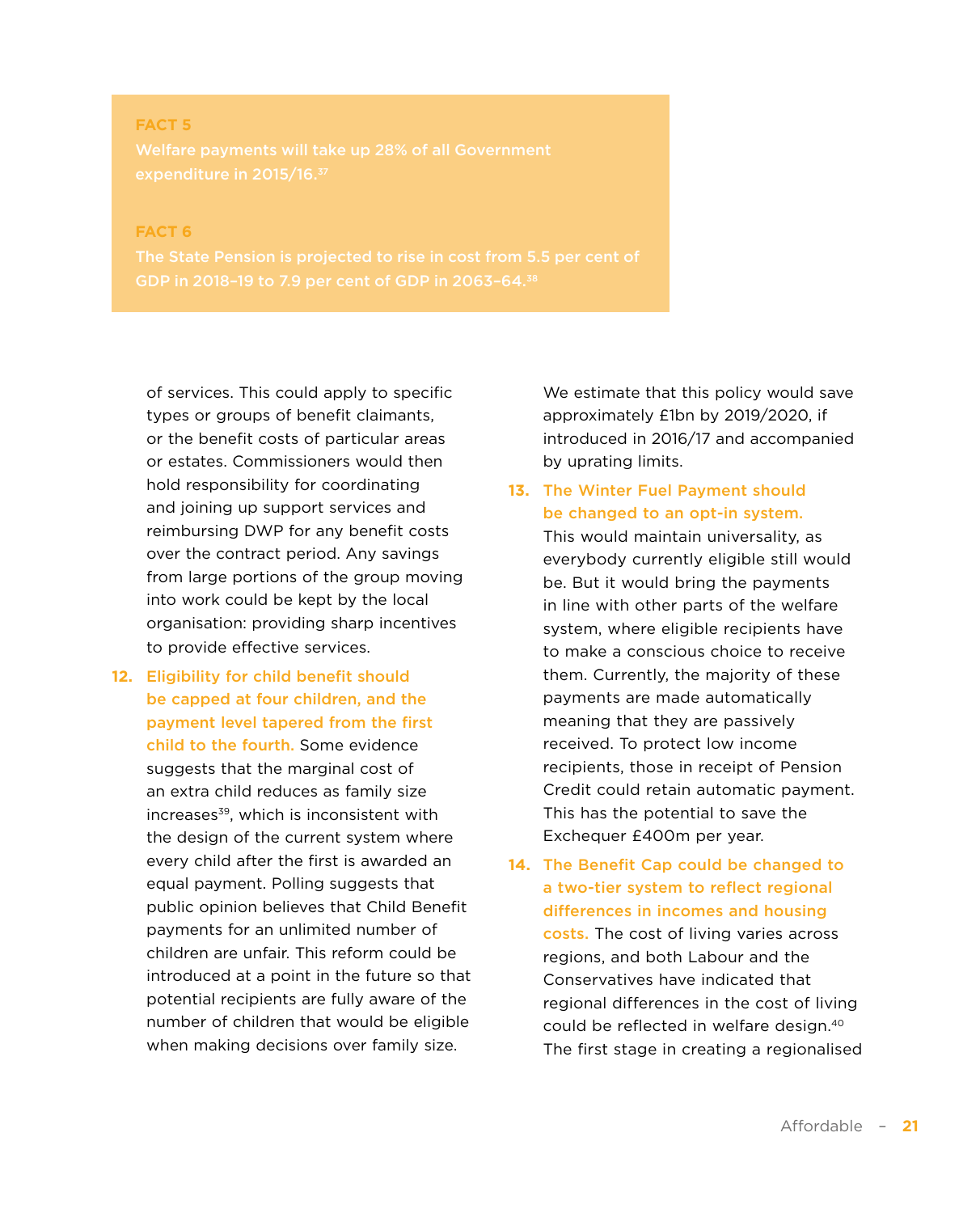**FACT 5**

**Welfare payments will take up 28% of all Government expenditure in 2015/16.[37]**

**FACT 6**

**The State Pension is projected to rise in cost from 5.5 per cent of GDP in 2018–19 to 7.9 per cent of GDP in 2063–64.[38]**

of services. This could apply to specific types or groups of benefit claimants, or the benefit costs of particular areas or estates. Commissioners would then hold responsibility for coordinating and joining up support services and reimbursing DWP for any benefit costs over the contract period. Any savings from large portions of the group moving into work could be kept by the local organisation: providing sharp incentives to provide effective services.

12. **Eligibility for child benefit should be capped at four children, and the payment level tapered from the first child to the fourth.** Some evidence suggests that the marginal cost of an extra child reduces as family size increases[39], which is inconsistent with the design of the current system where every child after the first is awarded an equal payment. Polling suggests that public opinion believes that Child Benefit payments for an unlimited number of children are unfair. This reform could be introduced at a point in the future so that potential recipients are fully aware of the number of children that would be eligible when making decisions over family size.

    We estimate that this policy would save approximately £1bn by 2019/2020, if introduced in 2016/17 and accompanied by uprating limits.

13. **The Winter Fuel Payment should be changed to an opt-in system.** This would maintain universality, as everybody currently eligible still would be. But it would bring the payments in line with other parts of the welfare system, where eligible recipients have to make a conscious choice to receive them. Currently, the majority of these payments are made automatically meaning that they are passively received. To protect low income recipients, those in receipt of Pension Credit could retain automatic payment. This has the potential to save the Exchequer £400m per year.

14. **The Benefit Cap could be changed to a two-tier system to reflect regional differences in incomes and housing costs.** The cost of living varies across regions, and both Labour and the Conservatives have indicated that regional differences in the cost of living could be reflected in welfare design.[40] The first stage in creating a regionalised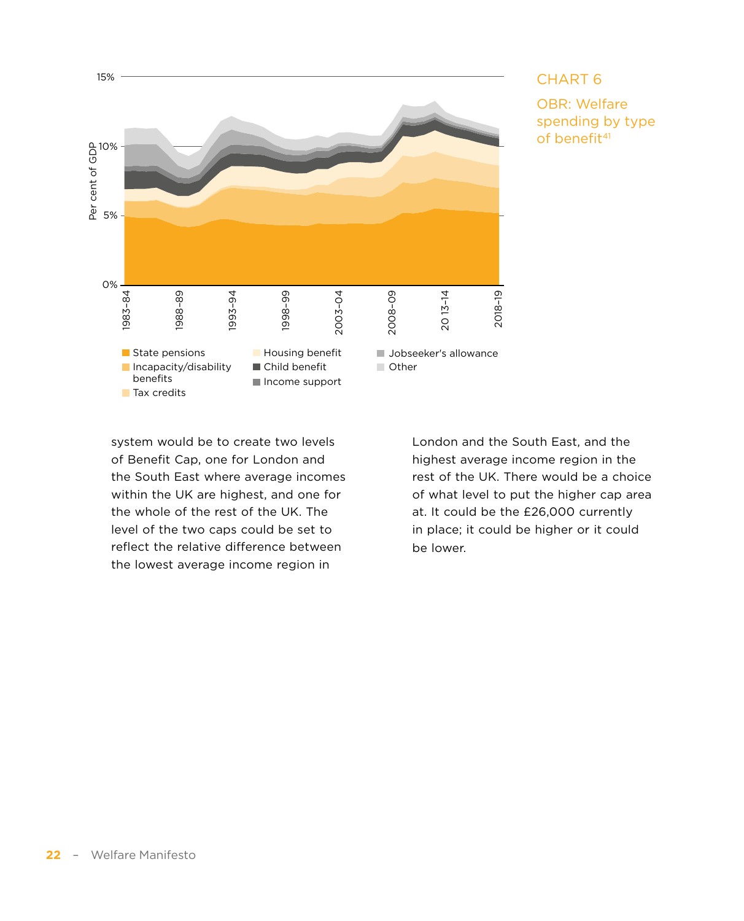CHART 6

OBR: Welfare spending by type of benefit[41]

15%

10%

5%

0%

Per cent of GDP

1983–84, 1988–89, 1993–94, 1998–99, 2003–04, 2008–09, 2013–14, 2018–19

- State pensions
- Incapacity/disability benefits
- Tax credits
- Housing benefit
- Child benefit
- Income support
- Jobseeker's allowance
- Other

system would be to create two levels of Benefit Cap, one for London and the South East where average incomes within the UK are highest, and one for the whole of the rest of the UK. The level of the two caps could be set to reflect the relative difference between the lowest average income region in London and the South East, and the highest average income region in the rest of the UK. There would be a choice of what level to put the higher cap area at. It could be the £26,000 currently in place; it could be higher or it could be lower.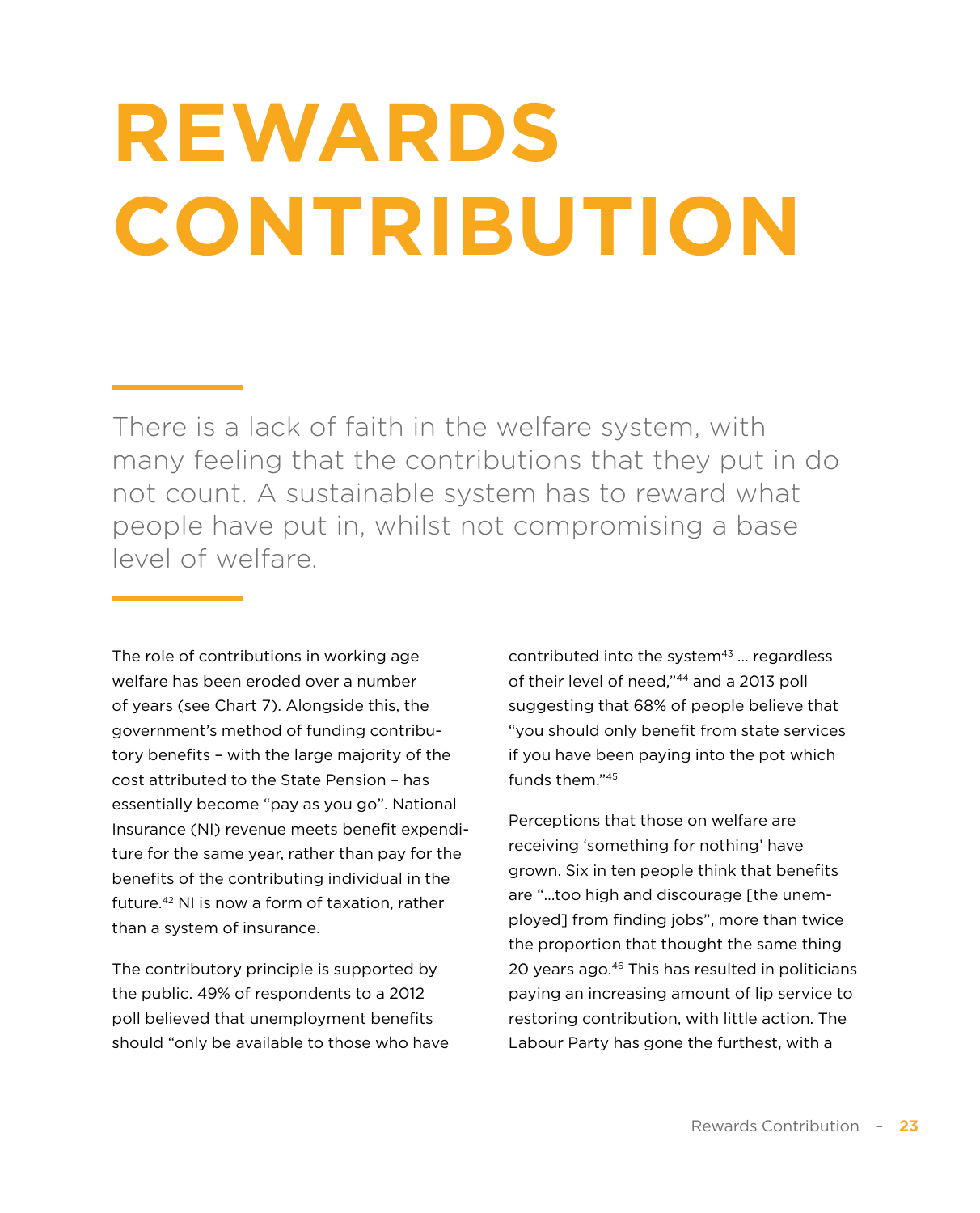# REWARDS CONTRIBUTION

There is a lack of faith in the welfare system, with many feeling that the contributions that they put in do not count. A sustainable system has to reward what people have put in, whilst not compromising a base level of welfare.

The role of contributions in working age welfare has been eroded over a number of years (see Chart 7). Alongside this, the government's method of funding contributory benefits – with the large majority of the cost attributed to the State Pension – has essentially become "pay as you go". National Insurance (NI) revenue meets benefit expenditure for the same year, rather than pay for the benefits of the contributing individual in the future.[42] NI is now a form of taxation, rather than a system of insurance.

The contributory principle is supported by the public. 49% of respondents to a 2012 poll believed that unemployment benefits should "only be available to those who have contributed into the system[43] … regardless of their level of need,"[44] and a 2013 poll suggesting that 68% of people believe that "you should only benefit from state services if you have been paying into the pot which funds them."[45]

Perceptions that those on welfare are receiving 'something for nothing' have grown. Six in ten people think that benefits are "…too high and discourage [the unemployed] from finding jobs", more than twice the proportion that thought the same thing 20 years ago.[46] This has resulted in politicians paying an increasing amount of lip service to restoring contribution, with little action. The Labour Party has gone the furthest, with a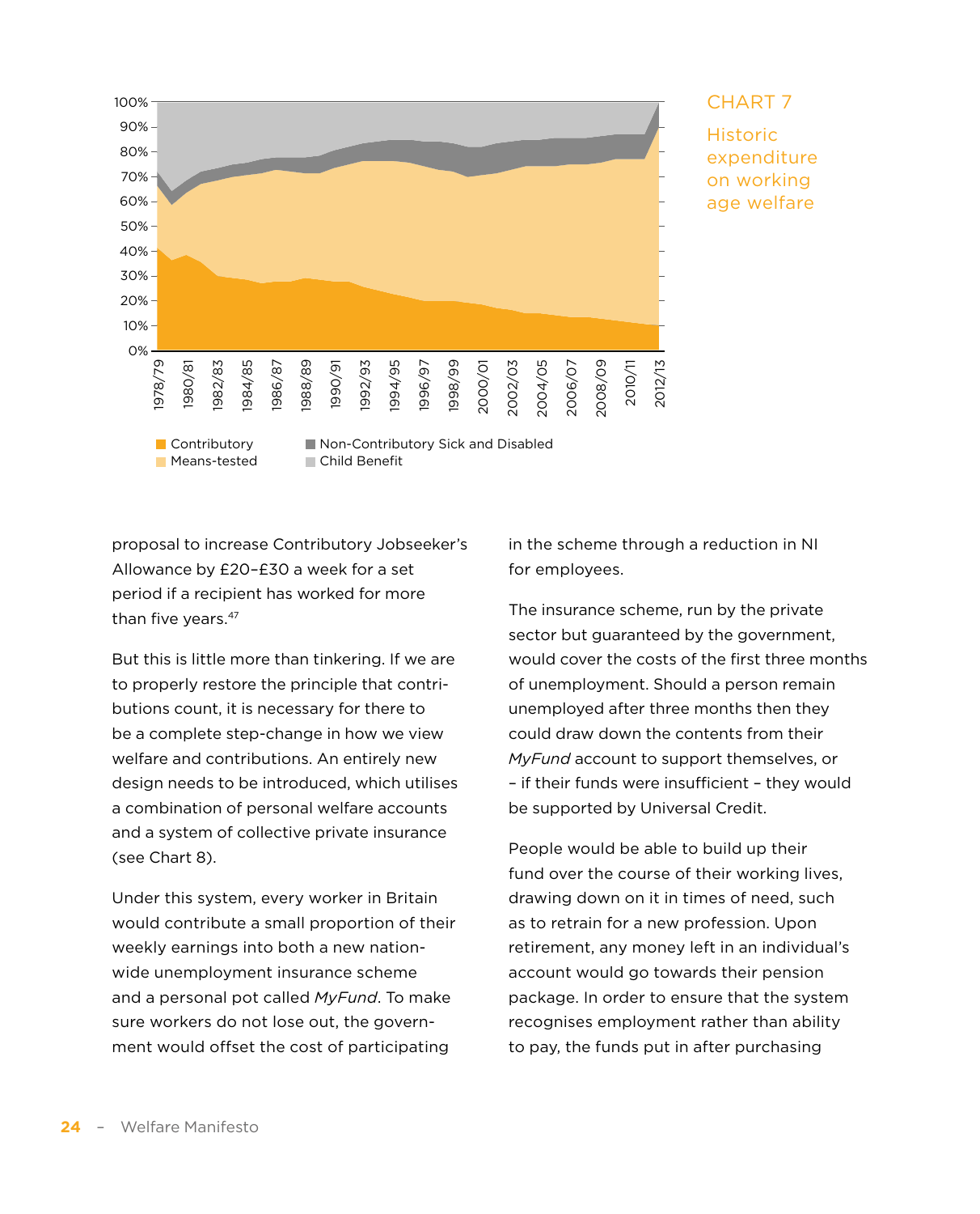CHART 7

Historic expenditure on working age welfare

Legend: Contributory; Means-tested; Non-Contributory Sick and Disabled; Child Benefit

proposal to increase Contributory Jobseeker's Allowance by £20–£30 a week for a set period if a recipient has worked for more than five years.[47]

But this is little more than tinkering. If we are to properly restore the principle that contributions count, it is necessary for there to be a complete step-change in how we view welfare and contributions. An entirely new design needs to be introduced, which utilises a combination of personal welfare accounts and a system of collective private insurance (see Chart 8).

Under this system, every worker in Britain would contribute a small proportion of their weekly earnings into both a new nation-wide unemployment insurance scheme and a personal pot called *MyFund*. To make sure workers do not lose out, the government would offset the cost of participating in the scheme through a reduction in NI for employees.

The insurance scheme, run by the private sector but guaranteed by the government, would cover the costs of the first three months of unemployment. Should a person remain unemployed after three months then they could draw down the contents from their *MyFund* account to support themselves, or – if their funds were insufficient – they would be supported by Universal Credit.

People would be able to build up their fund over the course of their working lives, drawing down on it in times of need, such as to retrain for a new profession. Upon retirement, any money left in an individual's account would go towards their pension package. In order to ensure that the system recognises employment rather than ability to pay, the funds put in after purchasing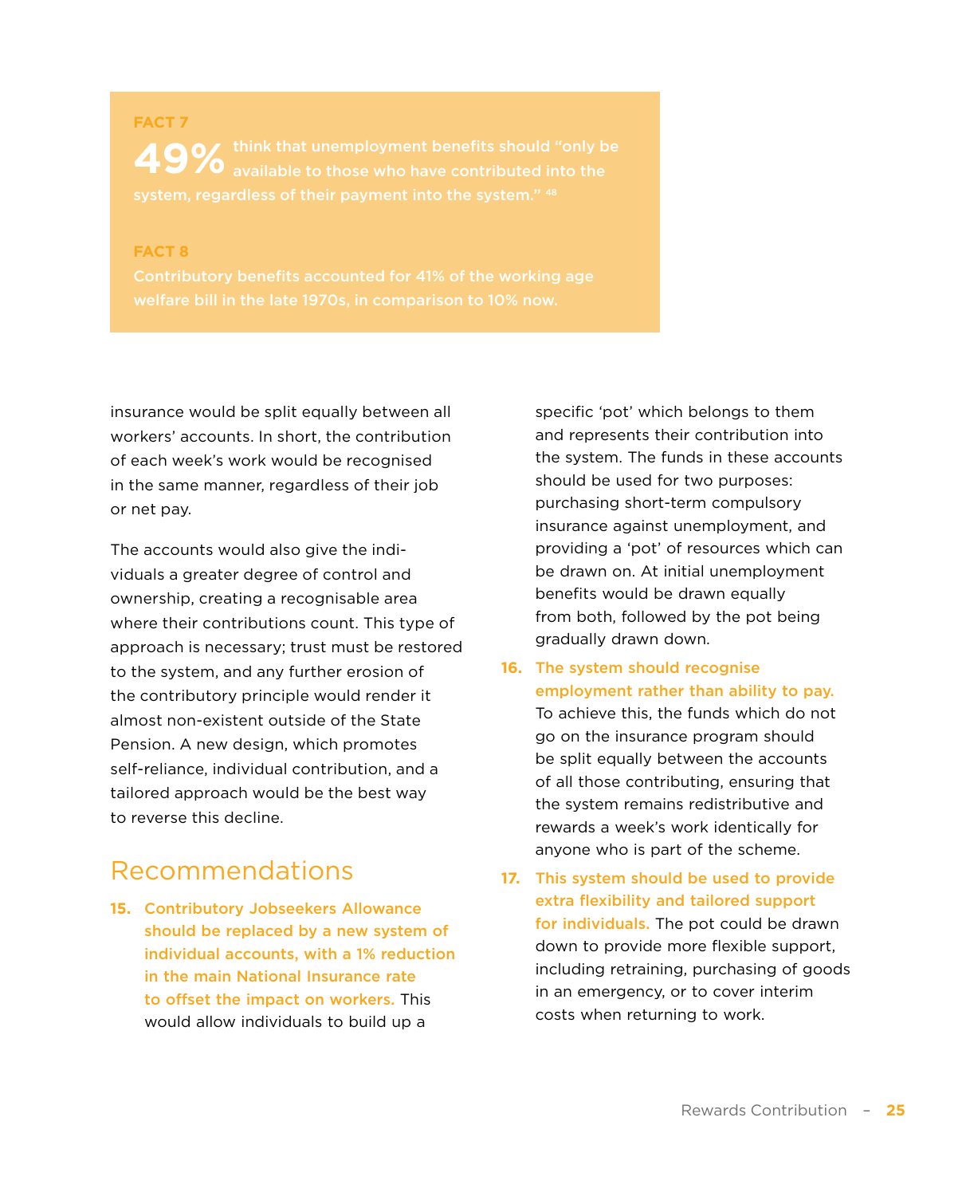**FACT 7**

**49%** think that unemployment benefits should "only be available to those who have contributed into the system, regardless of their payment into the system." [48]

**FACT 8**

Contributory benefits accounted for 41% of the working age welfare bill in the late 1970s, in comparison to 10% now.

insurance would be split equally between all workers' accounts. In short, the contribution of each week's work would be recognised in the same manner, regardless of their job or net pay.

The accounts would also give the individuals a greater degree of control and ownership, creating a recognisable area where their contributions count. This type of approach is necessary; trust must be restored to the system, and any further erosion of the contributory principle would render it almost non-existent outside of the State Pension. A new design, which promotes self-reliance, individual contribution, and a tailored approach would be the best way to reverse this decline.

## Recommendations

15. **Contributory Jobseekers Allowance should be replaced by a new system of individual accounts, with a 1% reduction in the main National Insurance rate to offset the impact on workers.** This would allow individuals to build up a specific 'pot' which belongs to them and represents their contribution into the system. The funds in these accounts should be used for two purposes: purchasing short-term compulsory insurance against unemployment, and providing a 'pot' of resources which can be drawn on. At initial unemployment benefits would be drawn equally from both, followed by the pot being gradually drawn down.
16. **The system should recognise employment rather than ability to pay.** To achieve this, the funds which do not go on the insurance program should be split equally between the accounts of all those contributing, ensuring that the system remains redistributive and rewards a week's work identically for anyone who is part of the scheme.
17. **This system should be used to provide extra flexibility and tailored support for individuals.** The pot could be drawn down to provide more flexible support, including retraining, purchasing of goods in an emergency, or to cover interim costs when returning to work.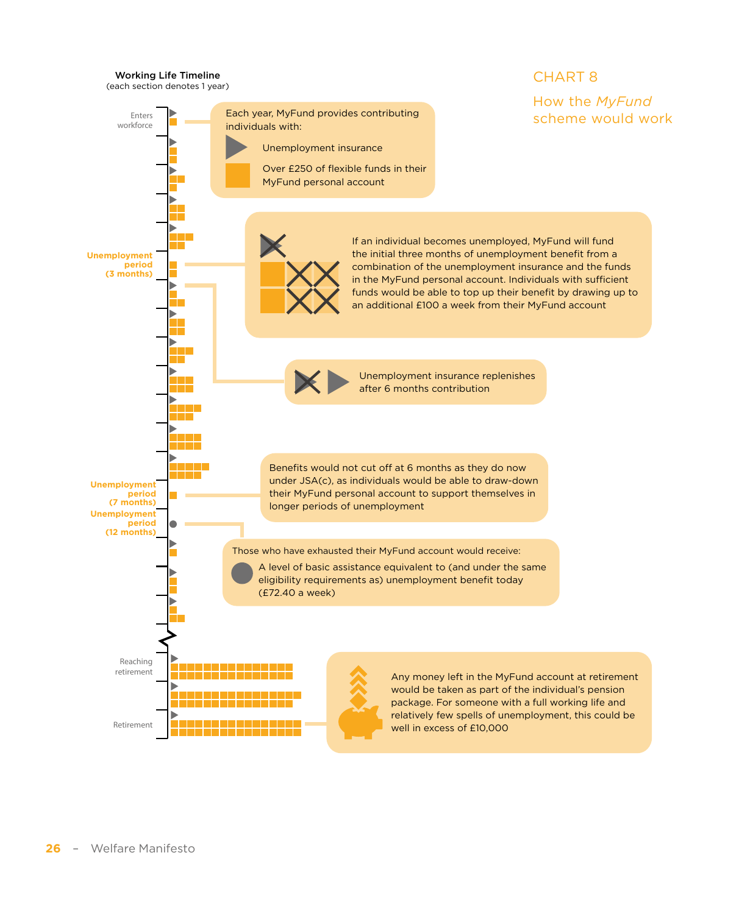# CHART 8

## How the *MyFund* scheme would work

**Working Life Timeline**
(each section denotes 1 year)

Enters workforce

Each year, MyFund provides contributing individuals with:

- Unemployment insurance
- Over £250 of flexible funds in their MyFund personal account

**Unemployment period (3 months)**

If an individual becomes unemployed, MyFund will fund the initial three months of unemployment benefit from a combination of the unemployment insurance and the funds in the MyFund personal account. Individuals with sufficient funds would be able to top up their benefit by drawing up to an additional £100 a week from their MyFund account

Unemployment insurance replenishes after 6 months contribution

**Unemployment period (7 months)**

Benefits would not cut off at 6 months as they do now under JSA(c), as individuals would be able to draw-down their MyFund personal account to support themselves in longer periods of unemployment

**Unemployment period (12 months)**

Those who have exhausted their MyFund account would receive:

- A level of basic assistance equivalent to (and under the same eligibility requirements as) unemployment benefit today (£72.40 a week)

Reaching retirement

Retirement

Any money left in the MyFund account at retirement would be taken as part of the individual's pension package. For someone with a full working life and relatively few spells of unemployment, this could be well in excess of £10,000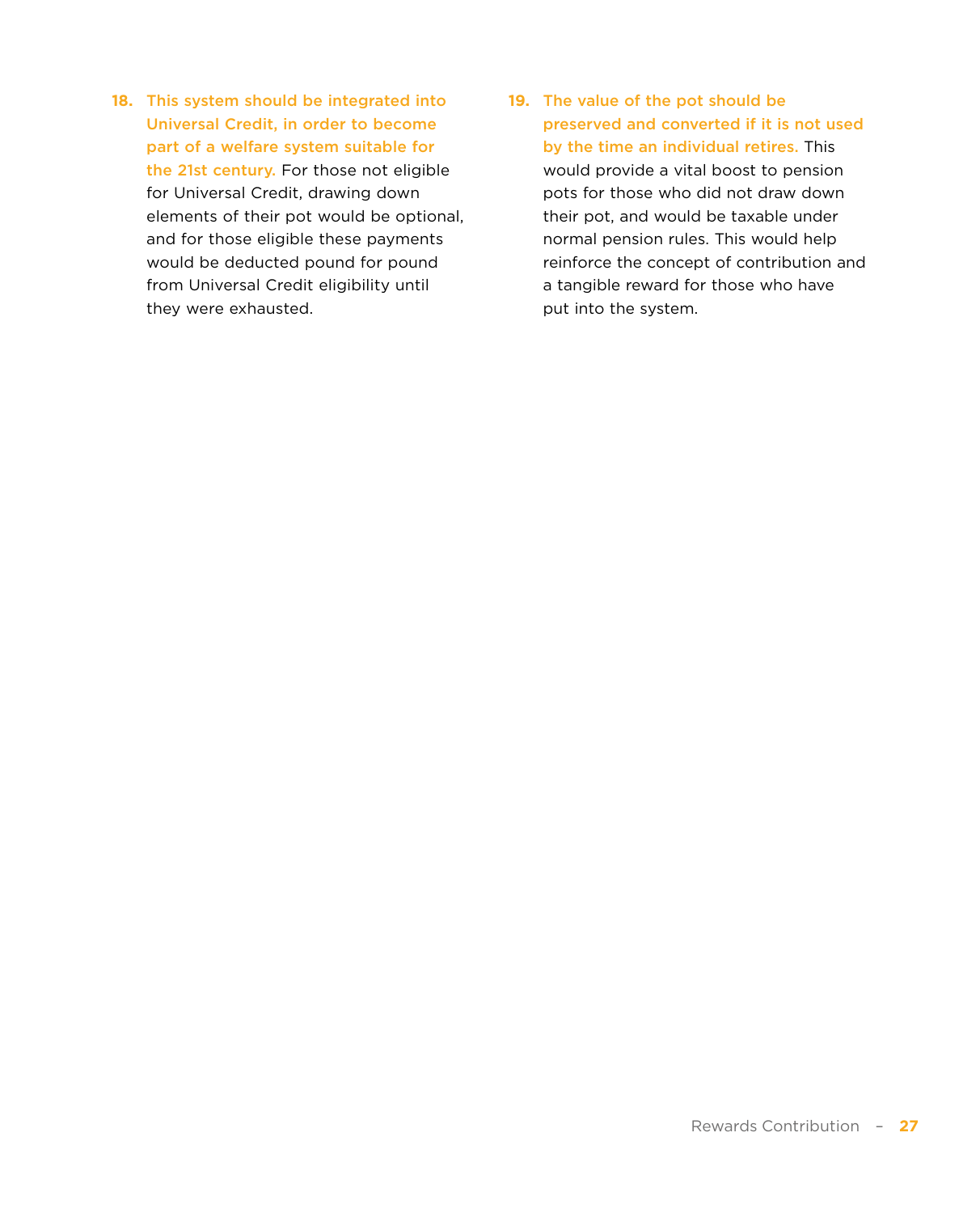18. **This system should be integrated into Universal Credit, in order to become part of a welfare system suitable for the 21st century.** For those not eligible for Universal Credit, drawing down elements of their pot would be optional, and for those eligible these payments would be deducted pound for pound from Universal Credit eligibility until they were exhausted.

19. **The value of the pot should be preserved and converted if it is not used by the time an individual retires.** This would provide a vital boost to pension pots for those who did not draw down their pot, and would be taxable under normal pension rules. This would help reinforce the concept of contribution and a tangible reward for those who have put into the system.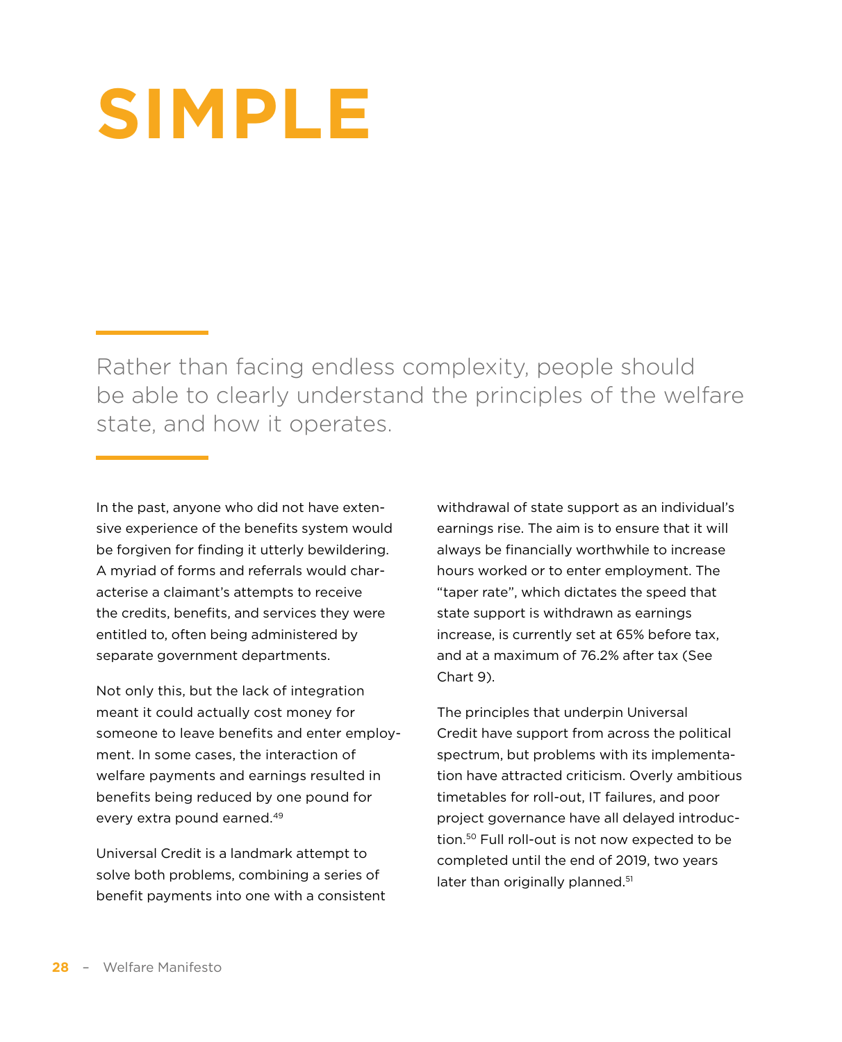# SIMPLE

Rather than facing endless complexity, people should be able to clearly understand the principles of the welfare state, and how it operates.

In the past, anyone who did not have extensive experience of the benefits system would be forgiven for finding it utterly bewildering. A myriad of forms and referrals would characterise a claimant's attempts to receive the credits, benefits, and services they were entitled to, often being administered by separate government departments.

Not only this, but the lack of integration meant it could actually cost money for someone to leave benefits and enter employment. In some cases, the interaction of welfare payments and earnings resulted in benefits being reduced by one pound for every extra pound earned.[49]

Universal Credit is a landmark attempt to solve both problems, combining a series of benefit payments into one with a consistent withdrawal of state support as an individual's earnings rise. The aim is to ensure that it will always be financially worthwhile to increase hours worked or to enter employment. The "taper rate", which dictates the speed that state support is withdrawn as earnings increase, is currently set at 65% before tax, and at a maximum of 76.2% after tax (See Chart 9).

The principles that underpin Universal Credit have support from across the political spectrum, but problems with its implementation have attracted criticism. Overly ambitious timetables for roll-out, IT failures, and poor project governance have all delayed introduction.[50] Full roll-out is not now expected to be completed until the end of 2019, two years later than originally planned.[51]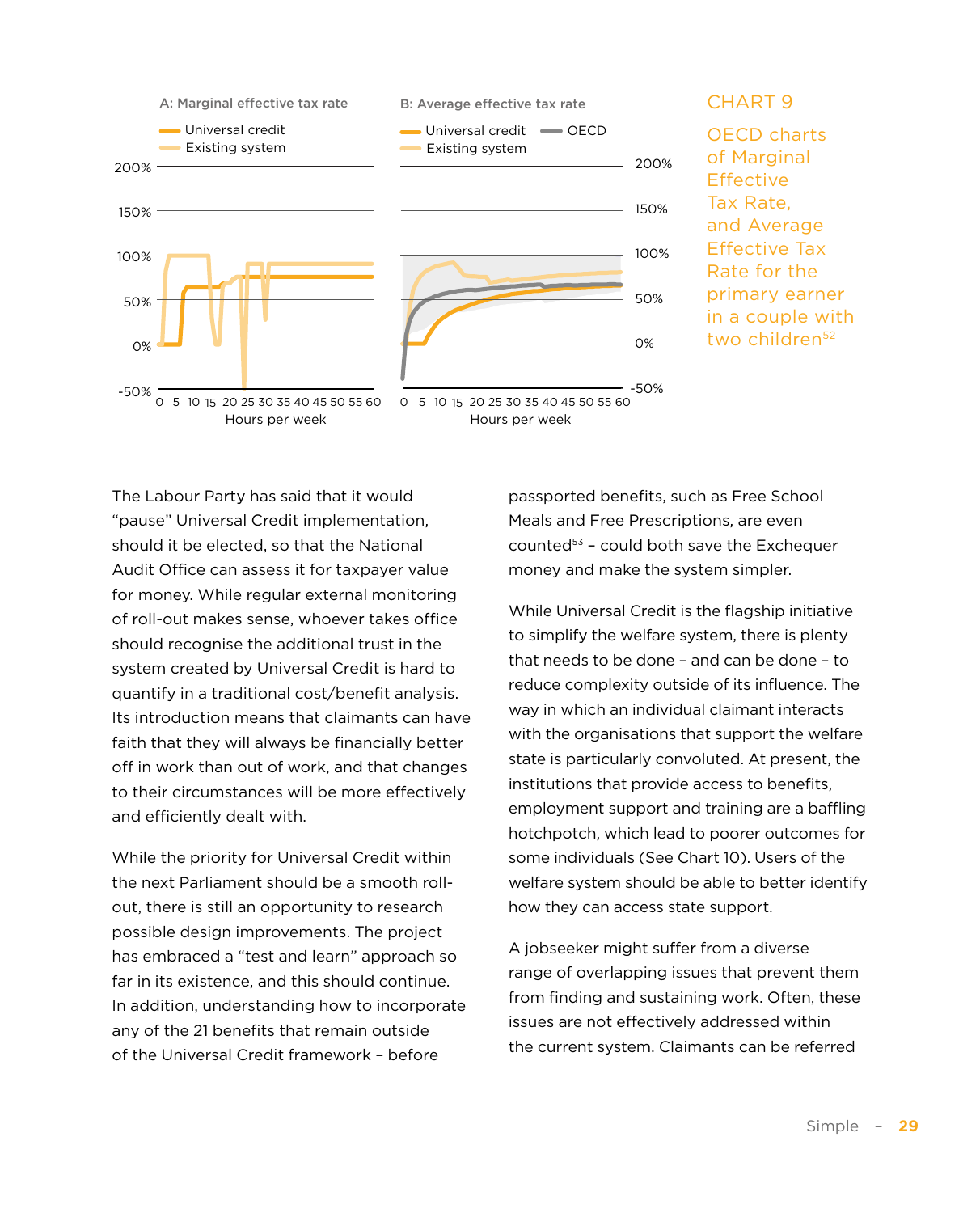A: Marginal effective tax rate

Universal credit
Existing system

B: Average effective tax rate

Universal credit
OECD
Existing system

Hours per week

## CHART 9

OECD charts of Marginal Effective Tax Rate, and Average Effective Tax Rate for the primary earner in a couple with two children[52]

The Labour Party has said that it would "pause" Universal Credit implementation, should it be elected, so that the National Audit Office can assess it for taxpayer value for money. While regular external monitoring of roll-out makes sense, whoever takes office should recognise the additional trust in the system created by Universal Credit is hard to quantify in a traditional cost/benefit analysis. Its introduction means that claimants can have faith that they will always be financially better off in work than out of work, and that changes to their circumstances will be more effectively and efficiently dealt with.

While the priority for Universal Credit within the next Parliament should be a smooth roll-out, there is still an opportunity to research possible design improvements. The project has embraced a "test and learn" approach so far in its existence, and this should continue. In addition, understanding how to incorporate any of the 21 benefits that remain outside of the Universal Credit framework – before passported benefits, such as Free School Meals and Free Prescriptions, are even counted[53] – could both save the Exchequer money and make the system simpler.

While Universal Credit is the flagship initiative to simplify the welfare system, there is plenty that needs to be done – and can be done – to reduce complexity outside of its influence. The way in which an individual claimant interacts with the organisations that support the welfare state is particularly convoluted. At present, the institutions that provide access to benefits, employment support and training are a baffling hotchpotch, which lead to poorer outcomes for some individuals (See Chart 10). Users of the welfare system should be able to better identify how they can access state support.

A jobseeker might suffer from a diverse range of overlapping issues that prevent them from finding and sustaining work. Often, these issues are not effectively addressed within the current system. Claimants can be referred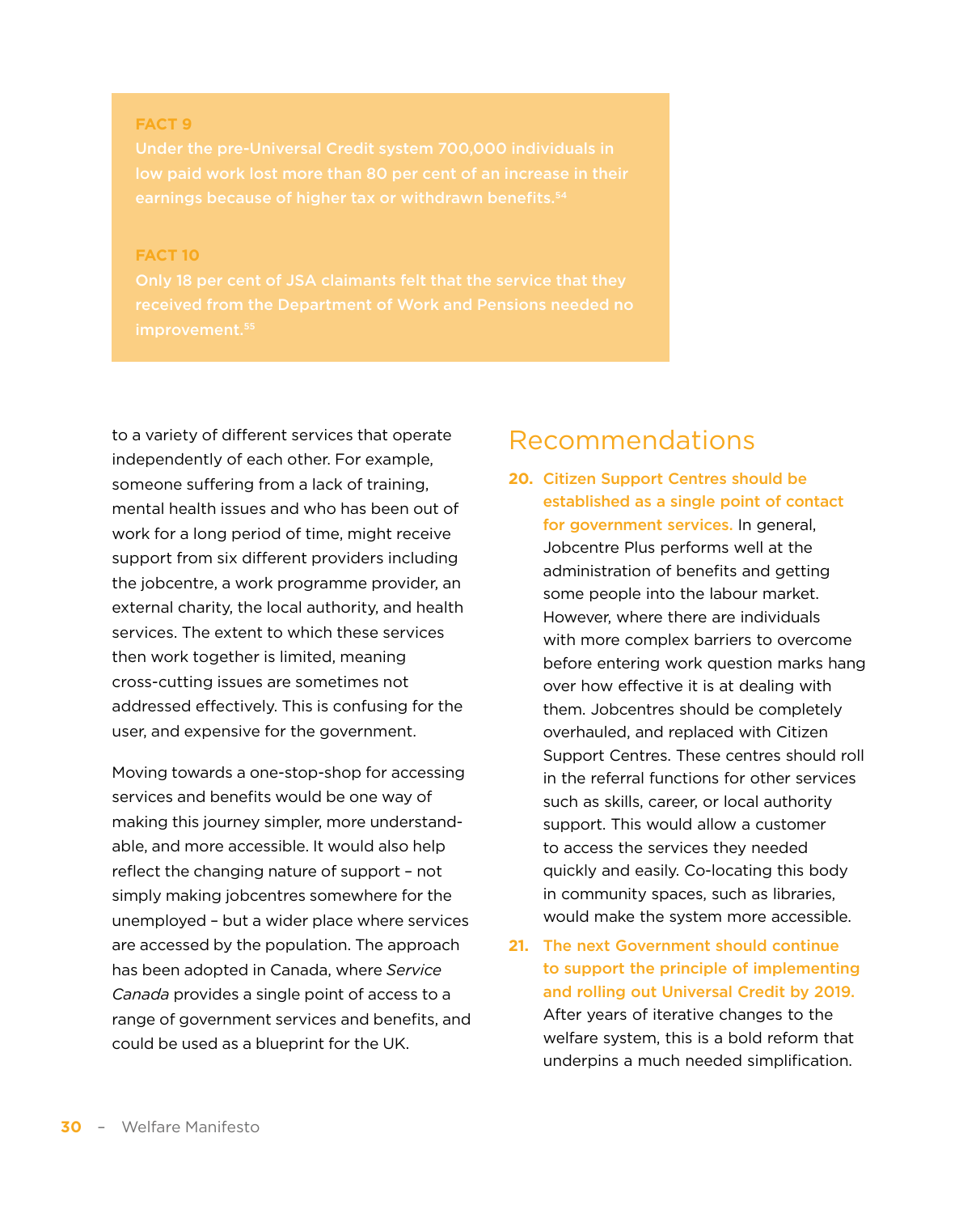**FACT 9**

**Under the pre-Universal Credit system 700,000 individuals in low paid work lost more than 80 per cent of an increase in their earnings because of higher tax or withdrawn benefits.[54]**

**FACT 10**

**Only 18 per cent of JSA claimants felt that the service that they received from the Department of Work and Pensions needed no improvement.[55]**

to a variety of different services that operate independently of each other. For example, someone suffering from a lack of training, mental health issues and who has been out of work for a long period of time, might receive support from six different providers including the jobcentre, a work programme provider, an external charity, the local authority, and health services. The extent to which these services then work together is limited, meaning cross-cutting issues are sometimes not addressed effectively. This is confusing for the user, and expensive for the government.

Moving towards a one-stop-shop for accessing services and benefits would be one way of making this journey simpler, more understandable, and more accessible. It would also help reflect the changing nature of support – not simply making jobcentres somewhere for the unemployed – but a wider place where services are accessed by the population. The approach has been adopted in Canada, where *Service Canada* provides a single point of access to a range of government services and benefits, and could be used as a blueprint for the UK.

## Recommendations

20. **Citizen Support Centres should be established as a single point of contact for government services.** In general, Jobcentre Plus performs well at the administration of benefits and getting some people into the labour market. However, where there are individuals with more complex barriers to overcome before entering work question marks hang over how effective it is at dealing with them. Jobcentres should be completely overhauled, and replaced with Citizen Support Centres. These centres should roll in the referral functions for other services such as skills, career, or local authority support. This would allow a customer to access the services they needed quickly and easily. Co-locating this body in community spaces, such as libraries, would make the system more accessible.
21. **The next Government should continue to support the principle of implementing and rolling out Universal Credit by 2019.** After years of iterative changes to the welfare system, this is a bold reform that underpins a much needed simplification.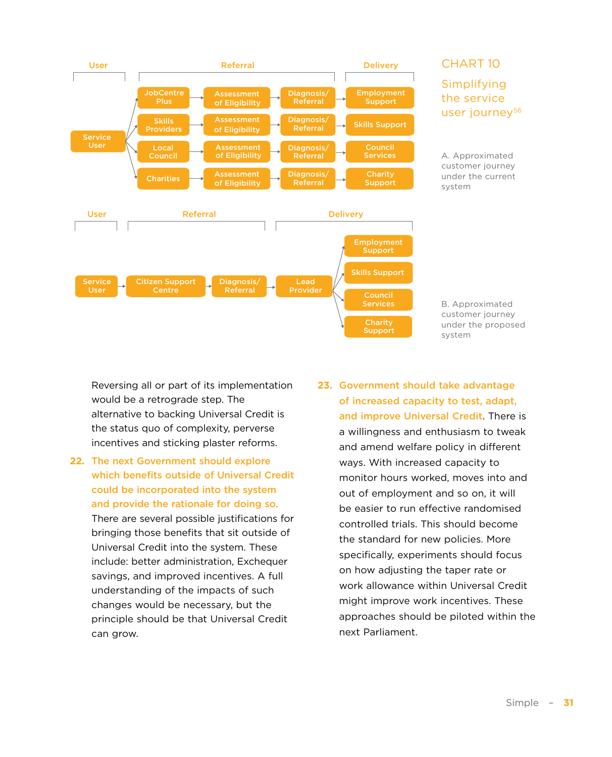## CHART 10

### Simplifying the service user journey[56]

**User** | **Referral** | **Delivery**

Service User → JobCentre Plus → Assessment of Eligibility → Diagnosis/ Referral → Employment Support

Service User → Skills Providers → Assessment of Eligibility → Diagnosis/ Referral → Skills Support

Service User → Local Council → Assessment of Eligibility → Diagnosis/ Referral → Council Services

Service User → Charities → Assessment of Eligibility → Diagnosis/ Referral → Charity Support

A. Approximated customer journey under the current system

**User** | **Referral** | **Delivery**

Service User → Citizen Support Centre → Diagnosis/ Referral → Lead Provider → Employment Support / Skills Support / Council Services / Charity Support

B. Approximated customer journey under the proposed system

Reversing all or part of its implementation would be a retrograde step. The alternative to backing Universal Credit is the status quo of complexity, perverse incentives and sticking plaster reforms.

**22. The next Government should explore which benefits outside of Universal Credit could be incorporated into the system and provide the rationale for doing so.** There are several possible justifications for bringing those benefits that sit outside of Universal Credit into the system. These include: better administration, Exchequer savings, and improved incentives. A full understanding of the impacts of such changes would be necessary, but the principle should be that Universal Credit can grow.

**23. Government should take advantage of increased capacity to test, adapt, and improve Universal Credit.** There is a willingness and enthusiasm to tweak and amend welfare policy in different ways. With increased capacity to monitor hours worked, moves into and out of employment and so on, it will be easier to run effective randomised controlled trials. This should become the standard for new policies. More specifically, experiments should focus on how adjusting the taper rate or work allowance within Universal Credit might improve work incentives. These approaches should be piloted within the next Parliament.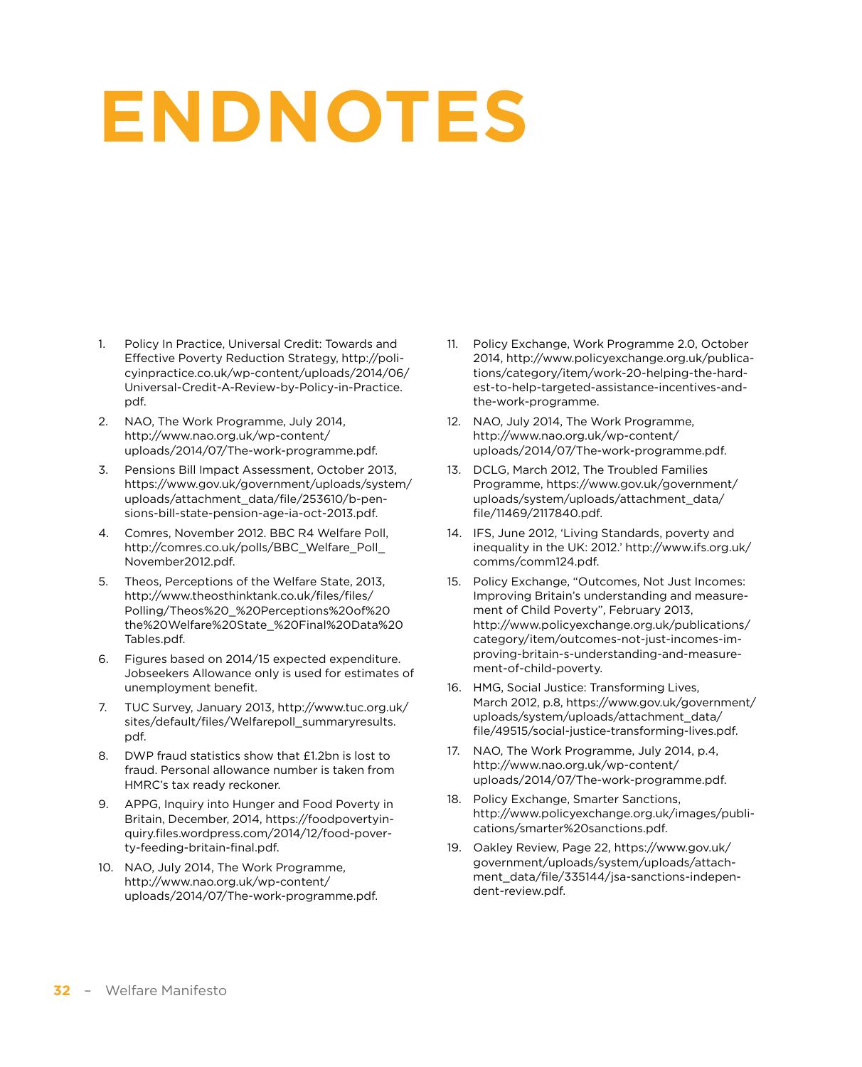# ENDNOTES

1. Policy In Practice, Universal Credit: Towards and Effective Poverty Reduction Strategy, http://policyinpractice.co.uk/wp-content/uploads/2014/06/Universal-Credit-A-Review-by-Policy-in-Practice.pdf.
2. NAO, The Work Programme, July 2014, http://www.nao.org.uk/wp-content/uploads/2014/07/The-work-programme.pdf.
3. Pensions Bill Impact Assessment, October 2013, https://www.gov.uk/government/uploads/system/uploads/attachment_data/file/253610/b-pensions-bill-state-pension-age-ia-oct-2013.pdf.
4. Comres, November 2012. BBC R4 Welfare Poll, http://comres.co.uk/polls/BBC_Welfare_Poll_November2012.pdf.
5. Theos, Perceptions of the Welfare State, 2013, http://www.theosthinktank.co.uk/files/files/Polling/Theos%20_%20Perceptions%20of%20the%20Welfare%20State_%20Final%20Data%20Tables.pdf.
6. Figures based on 2014/15 expected expenditure. Jobseekers Allowance only is used for estimates of unemployment benefit.
7. TUC Survey, January 2013, http://www.tuc.org.uk/sites/default/files/Welfarepoll_summaryresults.pdf.
8. DWP fraud statistics show that £1.2bn is lost to fraud. Personal allowance number is taken from HMRC's tax ready reckoner.
9. APPG, Inquiry into Hunger and Food Poverty in Britain, December, 2014, https://foodpovertyinquiry.files.wordpress.com/2014/12/food-poverty-feeding-britain-final.pdf.
10. NAO, July 2014, The Work Programme, http://www.nao.org.uk/wp-content/uploads/2014/07/The-work-programme.pdf.
11. Policy Exchange, Work Programme 2.0, October 2014, http://www.policyexchange.org.uk/publications/category/item/work-20-helping-the-hardest-to-help-targeted-assistance-incentives-and-the-work-programme.
12. NAO, July 2014, The Work Programme, http://www.nao.org.uk/wp-content/uploads/2014/07/The-work-programme.pdf.
13. DCLG, March 2012, The Troubled Families Programme, https://www.gov.uk/government/uploads/system/uploads/attachment_data/file/11469/2117840.pdf.
14. IFS, June 2012, 'Living Standards, poverty and inequality in the UK: 2012.' http://www.ifs.org.uk/comms/comm124.pdf.
15. Policy Exchange, "Outcomes, Not Just Incomes: Improving Britain's understanding and measurement of Child Poverty", February 2013, http://www.policyexchange.org.uk/publications/category/item/outcomes-not-just-incomes-improving-britain-s-understanding-and-measurement-of-child-poverty.
16. HMG, Social Justice: Transforming Lives, March 2012, p.8, https://www.gov.uk/government/uploads/system/uploads/attachment_data/file/49515/social-justice-transforming-lives.pdf.
17. NAO, The Work Programme, July 2014, p.4, http://www.nao.org.uk/wp-content/uploads/2014/07/The-work-programme.pdf.
18. Policy Exchange, Smarter Sanctions, http://www.policyexchange.org.uk/images/publications/smarter%20sanctions.pdf.
19. Oakley Review, Page 22, https://www.gov.uk/government/uploads/system/uploads/attachment_data/file/335144/jsa-sanctions-independent-review.pdf.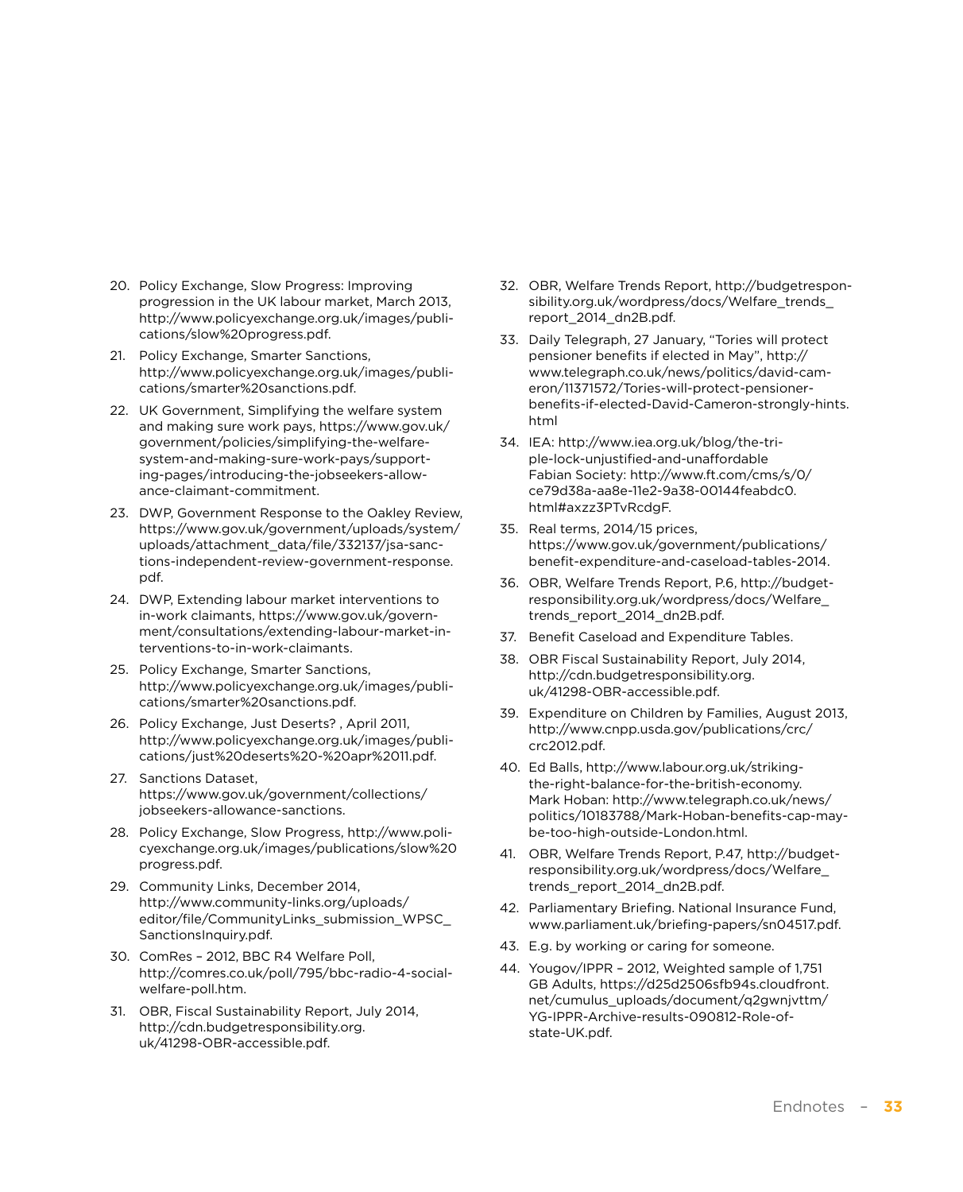20. Policy Exchange, Slow Progress: Improving progression in the UK labour market, March 2013, http://www.policyexchange.org.uk/images/publications/slow%20progress.pdf.
21. Policy Exchange, Smarter Sanctions, http://www.policyexchange.org.uk/images/publications/smarter%20sanctions.pdf.
22. UK Government, Simplifying the welfare system and making sure work pays, https://www.gov.uk/government/policies/simplifying-the-welfare-system-and-making-sure-work-pays/supporting-pages/introducing-the-jobseekers-allowance-claimant-commitment.
23. DWP, Government Response to the Oakley Review, https://www.gov.uk/government/uploads/system/uploads/attachment_data/file/332137/jsa-sanctions-independent-review-government-response.pdf.
24. DWP, Extending labour market interventions to in-work claimants, https://www.gov.uk/government/consultations/extending-labour-market-interventions-to-in-work-claimants.
25. Policy Exchange, Smarter Sanctions, http://www.policyexchange.org.uk/images/publications/smarter%20sanctions.pdf.
26. Policy Exchange, Just Deserts? , April 2011, http://www.policyexchange.org.uk/images/publications/just%20deserts%20-%20apr%2011.pdf.
27. Sanctions Dataset, https://www.gov.uk/government/collections/jobseekers-allowance-sanctions.
28. Policy Exchange, Slow Progress, http://www.policyexchange.org.uk/images/publications/slow%20progress.pdf.
29. Community Links, December 2014, http://www.community-links.org/uploads/editor/file/CommunityLinks_submission_WPSC_SanctionsInquiry.pdf.
30. ComRes – 2012, BBC R4 Welfare Poll, http://comres.co.uk/poll/795/bbc-radio-4-social-welfare-poll.htm.
31. OBR, Fiscal Sustainability Report, July 2014, http://cdn.budgetresponsibility.org.uk/41298-OBR-accessible.pdf.
32. OBR, Welfare Trends Report, http://budgetresponsibility.org.uk/wordpress/docs/Welfare_trends_report_2014_dn2B.pdf.
33. Daily Telegraph, 27 January, "Tories will protect pensioner benefits if elected in May", http://www.telegraph.co.uk/news/politics/david-cameron/11371572/Tories-will-protect-pensioner-benefits-if-elected-David-Cameron-strongly-hints.html
34. IEA: http://www.iea.org.uk/blog/the-triple-lock-unjustified-and-unaffordable Fabian Society: http://www.ft.com/cms/s/0/ce79d38a-aa8e-11e2-9a38-00144feabdc0.html#axzz3PTvRcdgF.
35. Real terms, 2014/15 prices, https://www.gov.uk/government/publications/benefit-expenditure-and-caseload-tables-2014.
36. OBR, Welfare Trends Report, P.6, http://budgetresponsibility.org.uk/wordpress/docs/Welfare_trends_report_2014_dn2B.pdf.
37. Benefit Caseload and Expenditure Tables.
38. OBR Fiscal Sustainability Report, July 2014, http://cdn.budgetresponsibility.org.uk/41298-OBR-accessible.pdf.
39. Expenditure on Children by Families, August 2013, http://www.cnpp.usda.gov/publications/crc/crc2012.pdf.
40. Ed Balls, http://www.labour.org.uk/striking-the-right-balance-for-the-british-economy. Mark Hoban: http://www.telegraph.co.uk/news/politics/10183788/Mark-Hoban-benefits-cap-may-be-too-high-outside-London.html.
41. OBR, Welfare Trends Report, P.47, http://budgetresponsibility.org.uk/wordpress/docs/Welfare_trends_report_2014_dn2B.pdf.
42. Parliamentary Briefing. National Insurance Fund, www.parliament.uk/briefing-papers/sn04517.pdf.
43. E.g. by working or caring for someone.
44. Yougov/IPPR – 2012, Weighted sample of 1,751 GB Adults, https://d25d2506sfb94s.cloudfront.net/cumulus_uploads/document/q2gwnjvttm/YG-IPPR-Archive-results-090812-Role-of-state-UK.pdf.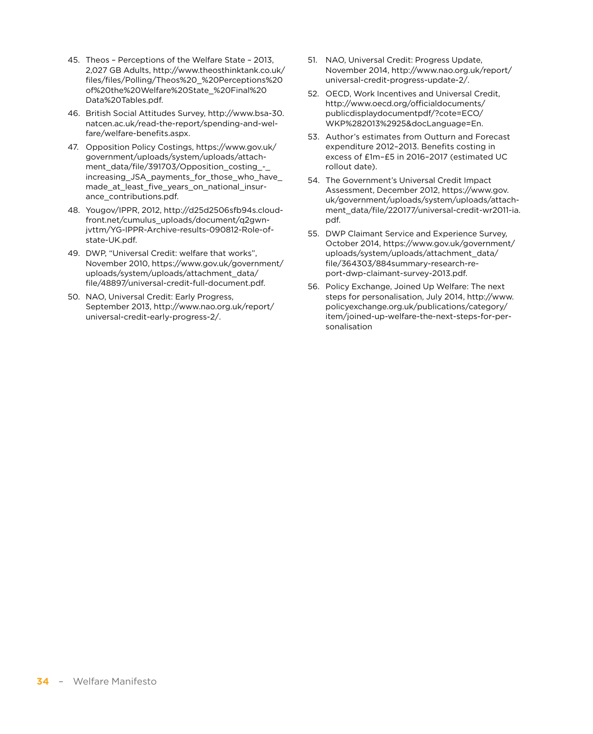45. Theos – Perceptions of the Welfare State – 2013, 2,027 GB Adults, http://www.theosthinktank.co.uk/files/files/Polling/Theos%20_%20Perceptions%20of%20the%20Welfare%20State_%20Final%20Data%20Tables.pdf.
46. British Social Attitudes Survey, http://www.bsa-30.natcen.ac.uk/read-the-report/spending-and-welfare/welfare-benefits.aspx.
47. Opposition Policy Costings, https://www.gov.uk/government/uploads/system/uploads/attachment_data/file/391703/Opposition_costing_-_increasing_JSA_payments_for_those_who_have_made_at_least_five_years_on_national_insurance_contributions.pdf.
48. Yougov/IPPR, 2012, http://d25d2506sfb94s.cloudfront.net/cumulus_uploads/document/q2gwnjvttm/YG-IPPR-Archive-results-090812-Role-of-state-UK.pdf.
49. DWP, "Universal Credit: welfare that works", November 2010, https://www.gov.uk/government/uploads/system/uploads/attachment_data/file/48897/universal-credit-full-document.pdf.
50. NAO, Universal Credit: Early Progress, September 2013, http://www.nao.org.uk/report/universal-credit-early-progress-2/.
51. NAO, Universal Credit: Progress Update, November 2014, http://www.nao.org.uk/report/universal-credit-progress-update-2/.
52. OECD, Work Incentives and Universal Credit, http://www.oecd.org/officialdocuments/publicdisplaydocumentpdf/?cote=ECO/WKP%282013%2925&docLanguage=En.
53. Author's estimates from Outturn and Forecast expenditure 2012–2013. Benefits costing in excess of £1m–£5 in 2016–2017 (estimated UC rollout date).
54. The Government's Universal Credit Impact Assessment, December 2012, https://www.gov.uk/government/uploads/system/uploads/attachment_data/file/220177/universal-credit-wr2011-ia.pdf.
55. DWP Claimant Service and Experience Survey, October 2014, https://www.gov.uk/government/uploads/system/uploads/attachment_data/file/364303/884summary-research-report-dwp-claimant-survey-2013.pdf.
56. Policy Exchange, Joined Up Welfare: The next steps for personalisation, July 2014, http://www.policyexchange.org.uk/publications/category/item/joined-up-welfare-the-next-steps-for-personalisation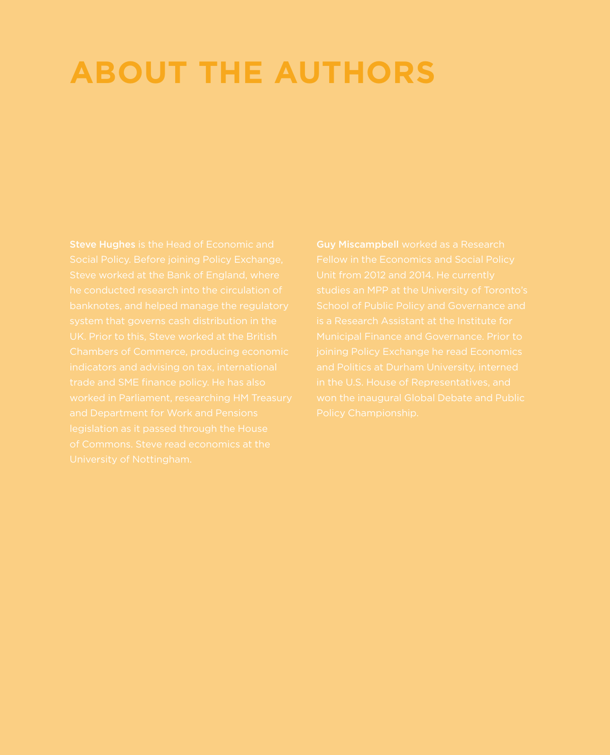# ABOUT THE AUTHORS

**Steve Hughes** is the Head of Economic and Social Policy. Before joining Policy Exchange, Steve worked at the Bank of England, where he conducted research into the circulation of banknotes, and helped manage the regulatory system that governs cash distribution in the UK. Prior to this, Steve worked at the British Chambers of Commerce, producing economic indicators and advising on tax, international trade and SME finance policy. He has also worked in Parliament, researching HM Treasury and Department for Work and Pensions legislation as it passed through the House of Commons. Steve read economics at the University of Nottingham.

**Guy Miscampbell** worked as a Research Fellow in the Economics and Social Policy Unit from 2012 and 2014. He currently studies an MPP at the University of Toronto's School of Public Policy and Governance and is a Research Assistant at the Institute for Municipal Finance and Governance. Prior to joining Policy Exchange he read Economics and Politics at Durham University, interned in the U.S. House of Representatives, and won the inaugural Global Debate and Public Policy Championship.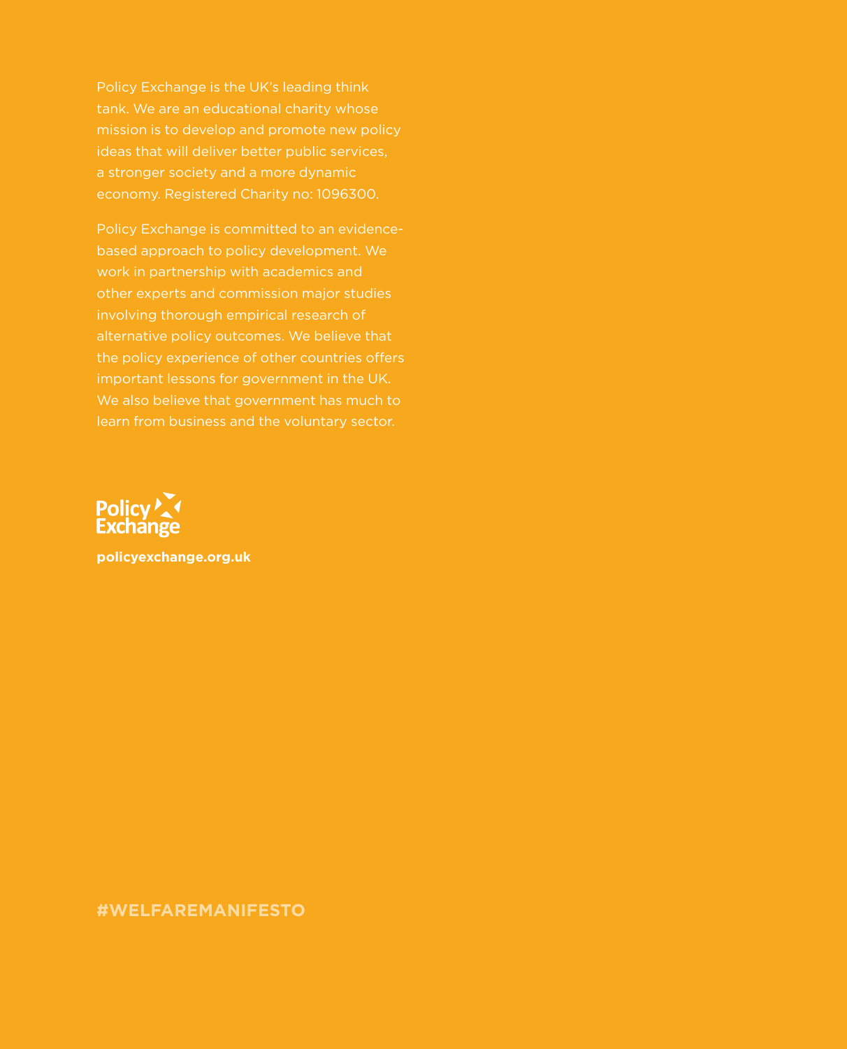Policy Exchange is the UK's leading think tank. We are an educational charity whose mission is to develop and promote new policy ideas that will deliver better public services, a stronger society and a more dynamic economy. Registered Charity no: 1096300.

Policy Exchange is committed to an evidence-based approach to policy development. We work in partnership with academics and other experts and commission major studies involving thorough empirical research of alternative policy outcomes. We believe that the policy experience of other countries offers important lessons for government in the UK. We also believe that government has much to learn from business and the voluntary sector.

Policy Exchange

**policyexchange.org.uk**

**#WELFAREMANIFESTO**